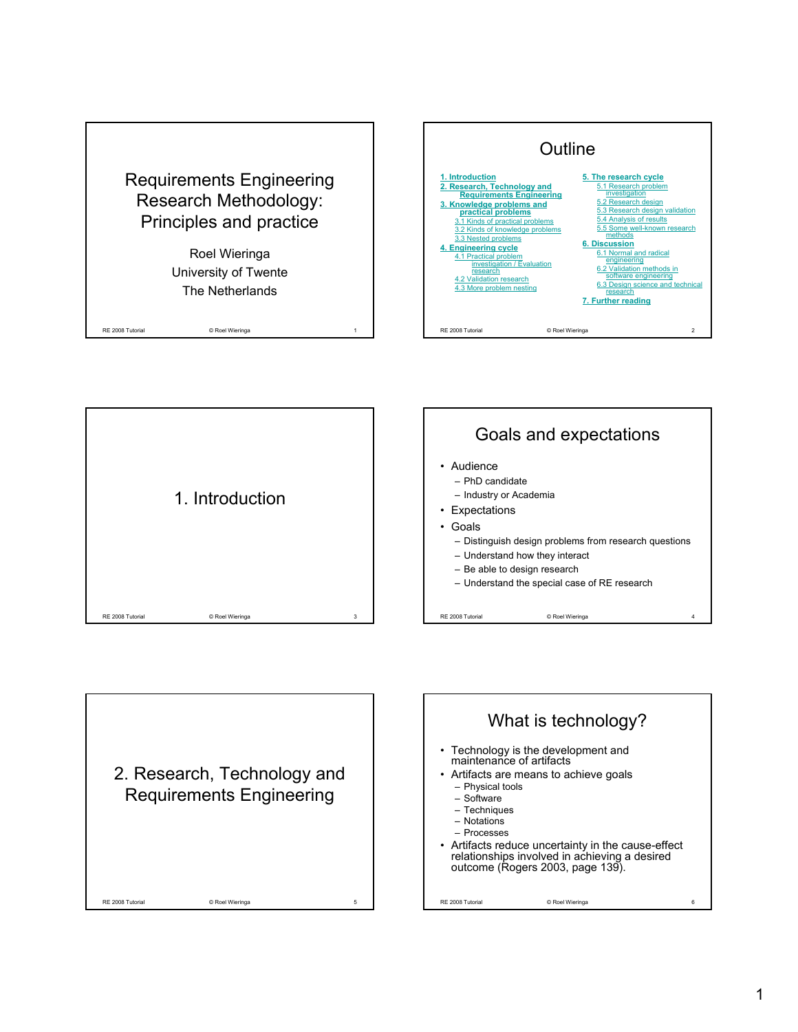# Requirements Engineering Research Methodology: Principles and practice

Roel Wieringa
University of Twente
The Netherlands

## Outline

1. Introduction
2. Research, Technology and Requirements Engineering
3. Knowledge problems and practical problems
   - 3.1 Kinds of practical problems
   - 3.2 Kinds of knowledge problems
   - 3.3 Nested problems
4. Engineering cycle
   - 4.1 Practical problem investigation / Evaluation research
   - 4.2 Validation research
   - 4.3 More problem nesting
5. The research cycle
   - 5.1 Research problem investigation
   - 5.2 Research design
   - 5.3 Research design validation
   - 5.4 Analysis of results
   - 5.5 Some well-known research methods
6. Discussion
   - 6.1 Normal and radical engineering
   - 6.2 Validation methods in software engineering
   - 6.3 Design science and technical research
7. Further reading

# 1. Introduction

## Goals and expectations

- Audience
  - PhD candidate
  - Industry or Academia
- Expectations
- Goals
  - Distinguish design problems from research questions
  - Understand how they interact
  - Be able to design research
  - Understand the special case of RE research

# 2. Research, Technology and Requirements Engineering

## What is technology?

- Technology is the development and maintenance of artifacts
- Artifacts are means to achieve goals
  - Physical tools
  - Software
  - Techniques
  - Notations
  - Processes
- Artifacts reduce uncertainty in the cause-effect relationships involved in achieving a desired outcome (Rogers 2003, page 139).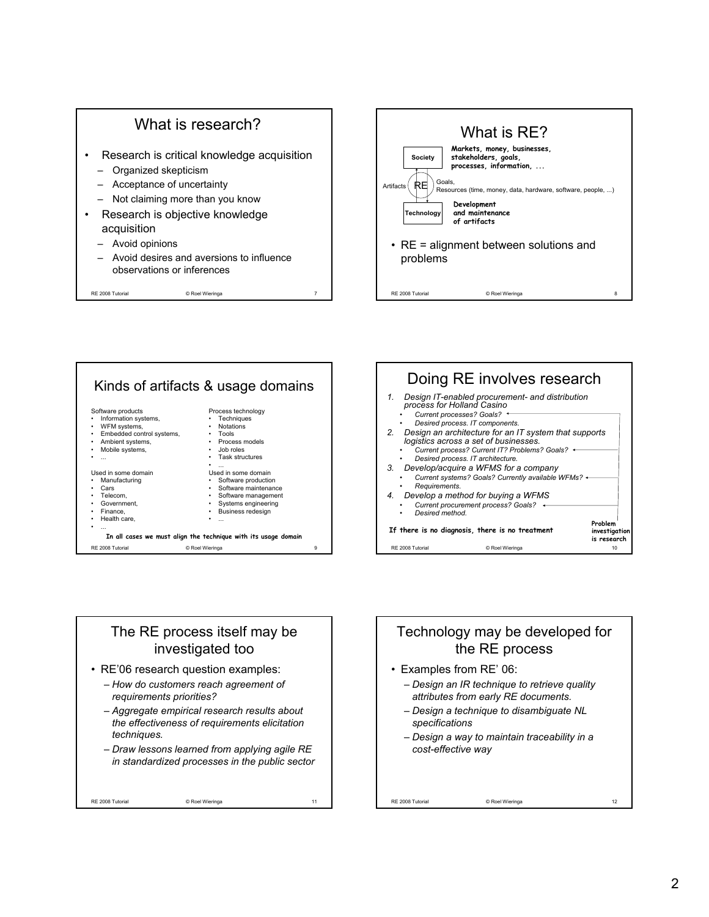## What is research?

- Research is critical knowledge acquisition
  - Organized skepticism
  - Acceptance of uncertainty
  - Not claiming more than you know
- Research is objective knowledge acquisition
  - Avoid opinions
  - Avoid desires and aversions to influence observations or inferences

## What is RE?

**Society** — **Markets, money, businesses, stakeholders, goals, processes, information, ...**

Artifacts — RE — Goals, Resources (time, money, data, hardware, software, people, ...)

**Technology** — **Development and maintenance of artifacts**

- RE = alignment between solutions and problems

## Kinds of artifacts & usage domains

Software products
- Information systems,
- WFM systems,
- Embedded control systems,
- Ambient systems,
- Mobile systems,
- ...

Used in some domain
- Manufacturing
- Cars
- Telecom,
- Government,
- Finance,
- Health care,
- ...

Process technology
- Techniques
- Notations
- Tools
- Process models
- Job roles
- Task structures
- ...

Used in some domain
- Software production
- Software maintenance
- Software management
- Systems engineering
- Business redesign
- ...

**In all cases we must align the technique with its usage domain**

## Doing RE involves research

1. *Design IT-enabled procurement- and distribution process for Holland Casino*
   - *Current processes? Goals?*
   - *Desired process. IT components.*
2. *Design an architecture for an IT system that supports logistics across a set of businesses.*
   - *Current process? Current IT? Problems? Goals?*
   - *Desired process. IT architecture.*
3. *Develop/acquire a WFMS for a company*
   - *Current systems? Goals? Currently available WFMs?*
   - *Requirements.*
4. *Develop a method for buying a WFMS*
   - *Current procurement process? Goals?*
   - *Desired method.*

**If there is no diagnosis, there is no treatment**

**Problem investigation is research**

## The RE process itself may be investigated too

- RE'06 research question examples:
  - *How do customers reach agreement of requirements priorities?*
  - *Aggregate empirical research results about the effectiveness of requirements elicitation techniques.*
  - *Draw lessons learned from applying agile RE in standardized processes in the public sector*

## Technology may be developed for the RE process

- Examples from RE' 06:
  - *Design an IR technique to retrieve quality attributes from early RE documents.*
  - *Design a technique to disambiguate NL specifications*
  - *Design a way to maintain traceability in a cost-effective way*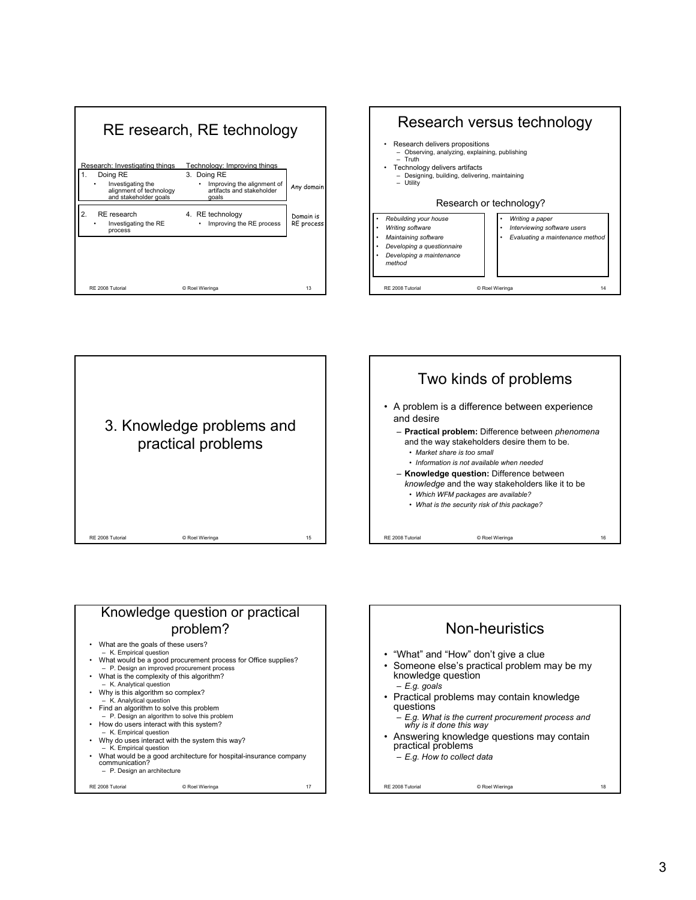## RE research, RE technology

| Research: Investigating things | Technology: Improving things | |
|---|---|---|
| 1. Doing RE<br>• Investigating the alignment of technology and stakeholder goals | 3. Doing RE<br>• Improving the alignment of artifacts and stakeholder goals | Any domain |
| 2. RE research<br>• Investigating the RE process | 4. RE technology<br>• Improving the RE process | Domain is RE process |

## Research versus technology

- Research delivers propositions
  - Observing, analyzing, explaining, publishing
  - Truth
- Technology delivers artifacts
  - Designing, building, delivering, maintaining
  - Utility

### Research or technology?

- *Rebuilding your house*
- *Writing software*
- *Maintaining software*
- *Developing a questionnaire*
- *Developing a maintenance method*

- *Writing a paper*
- *Interviewing software users*
- *Evaluating a maintenance method*

# 3. Knowledge problems and practical problems

## Two kinds of problems

- A problem is a difference between experience and desire
  - **Practical problem:** Difference between *phenomena* and the way stakeholders desire them to be.
    - *Market share is too small*
    - *Information is not available when needed*
  - **Knowledge question:** Difference between *knowledge* and the way stakeholders like it to be
    - *Which WFM packages are available?*
    - *What is the security risk of this package?*

## Knowledge question or practical problem?

- What are the goals of these users?
  - K. Empirical question
- What would be a good procurement process for Office supplies?
  - P. Design an improved procurement process
- What is the complexity of this algorithm?
  - K. Analytical question
- Why is this algorithm so complex?
  - K. Analytical question
- Find an algorithm to solve this problem
  - P. Design an algorithm to solve this problem
- How do users interact with this system?
  - K. Empirical question
- Why do uses interact with the system this way?
  - K. Empirical question
- What would be a good architecture for hospital-insurance company communication?
  - P. Design an architecture

## Non-heuristics

- "What" and "How" don't give a clue
- Someone else's practical problem may be my knowledge question
  - *E.g. goals*
- Practical problems may contain knowledge questions
  - *E.g. What is the current procurement process and why is it done this way*
- Answering knowledge questions may contain practical problems
  - *E.g. How to collect data*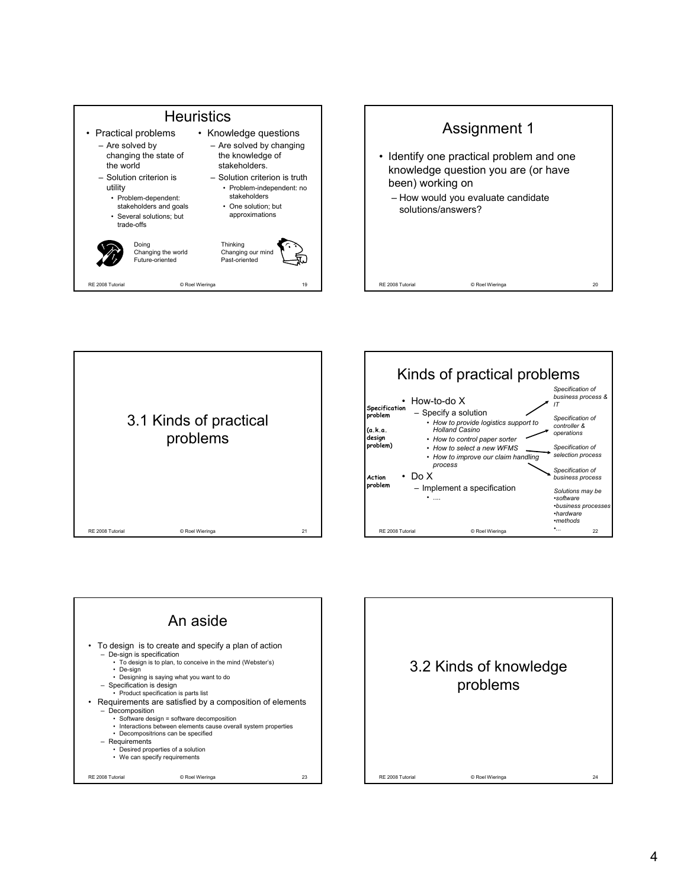## Heuristics

- Practical problems
  - Are solved by changing the state of the world
  - Solution criterion is utility
    - Problem-dependent: stakeholders and goals
    - Several solutions; but trade-offs
- Knowledge questions
  - Are solved by changing the knowledge of stakeholders.
  - Solution criterion is truth
    - Problem-independent: no stakeholders
    - One solution; but approximations

Doing
Changing the world
Future-oriented

Thinking
Changing our mind
Past-oriented

## Assignment 1

- Identify one practical problem and one knowledge question you are (or have been) working on
  - How would you evaluate candidate solutions/answers?

## 3.1 Kinds of practical problems

## Kinds of practical problems

**Specification problem (a.k.a. design problem)**

- How-to-do X
  - Specify a solution
    - *How to provide logistics support to Holland Casino* → *Specification of business process & IT*
    - *How to control paper sorter* → *Specification of controller & operations*
    - *How to select a new WFMS* → *Specification of selection process*
    - *How to improve our claim handling process* → *Specification of business process*

**Action problem**

- Do X
  - Implement a specification
    - ....

*Solutions may be*
- *software*
- *business processes*
- *hardware*
- *methods*
- *...*

## An aside

- To design is to create and specify a plan of action
  - De-sign is specification
    - To design is to plan, to conceive in the mind (Webster's)
    - De-sign
    - Designing is saying what you want to do
  - Specification is design
    - Product specification is parts list
- Requirements are satisfied by a composition of elements
  - Decomposition
    - Software design = software decomposition
    - Interactions between elements cause overall system properties
    - Decompositrions can be specified
  - Requirements
    - Desired properties of a solution
    - We can specify requirements

## 3.2 Kinds of knowledge problems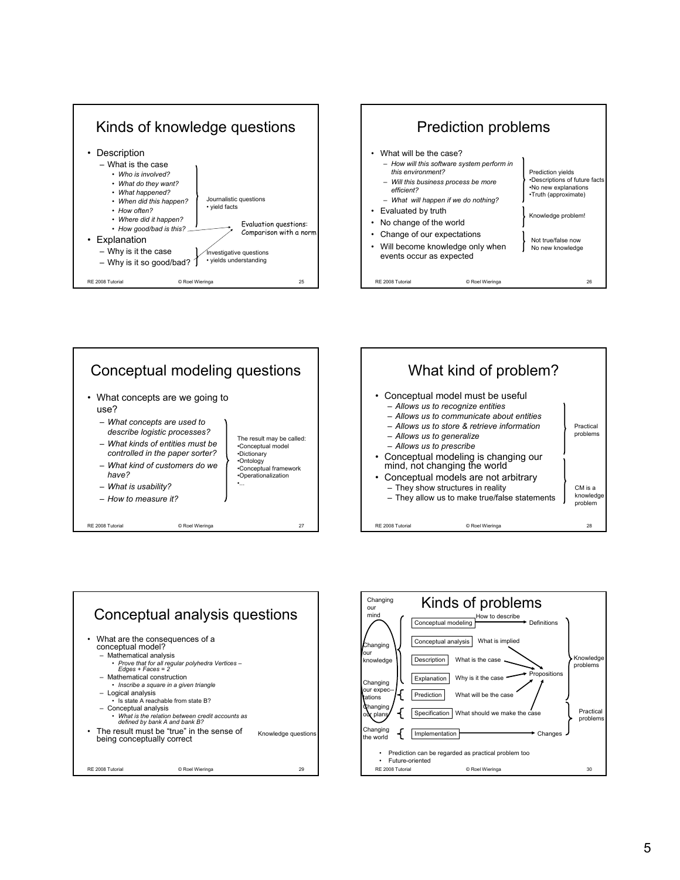## Kinds of knowledge questions

- Description
  - What is the case
    - *Who is involved?*
    - *What do they want?*
    - *What happened?*
    - *When did this happen?*
    - *How often?*
    - *Where did it happen?*
    - *How good/bad is this?*
- Explanation
  - Why is it the case
  - Why is it so good/bad?

Journalistic questions
• yield facts

Evaluation questions: Comparison with a norm

Investigative questions
• yields understanding

## Prediction problems

- What will be the case?
  - *How will this software system perform in this environment?*
  - *Will this business process be more efficient?*
  - *What will happen if we do nothing?*
- Evaluated by truth
- No change of the world
- Change of our expectations
- Will become knowledge only when events occur as expected

Prediction yields
•Descriptions of future facts
•No new explanations
•Truth (approximate)

Knowledge problem!

Not true/false now
No new knowledge

## Conceptual modeling questions

- What concepts are we going to use?
  - *What concepts are used to describe logistic processes?*
  - *What kinds of entities must be controlled in the paper sorter?*
  - *What kind of customers do we have?*
  - *What is usability?*
  - *How to measure it?*

The result may be called:
•Conceptual model
•Dictionary
•Ontology
•Conceptual framework
•Operationalization
•...

## What kind of problem?

- Conceptual model must be useful
  - *Allows us to recognize entities*
  - *Allows us to communicate about entities*
  - *Allows us to store & retrieve information*
  - *Allows us to generalize*
  - *Allows us to prescribe*
- Conceptual modeling is changing our mind, not changing the world
- Conceptual models are not arbitrary
  - They show structures in reality
  - They allow us to make true/false statements

Practical problems

CM is a knowledge problem

## Conceptual analysis questions

- What are the consequences of a conceptual model?
  - Mathematical analysis
    - *Prove that for all regular polyhedra Vertices – Edges + Faces = 2*
  - Mathematical construction
    - *Inscribe a square in a given triangle*
  - Logical analysis
    - Is state A reachable from state B?
  - Conceptual analysis
    - *What is the relation between credit accounts as defined by bank A and bank B?*
- The result must be "true" in the sense of being conceptually correct

Knowledge questions

## Kinds of problems

| | Problem | | Result | |
|---|---|---|---|---|
| Changing our mind | Conceptual modeling | How to describe | Definitions | Knowledge problems |
| Changing our knowledge | Conceptual analysis | What is implied | Propositions | |
| | Description | What is the case | Propositions | |
| | Explanation | Why is it the case | Propositions | |
| Changing our expec-tations | Prediction | What will be the case | Propositions | |
| Changing our plans | Specification | What should we make the case | | Practical problems |
| Changing the world | Implementation | | Changes | |

- Prediction can be regarded as practical problem too
- Future-oriented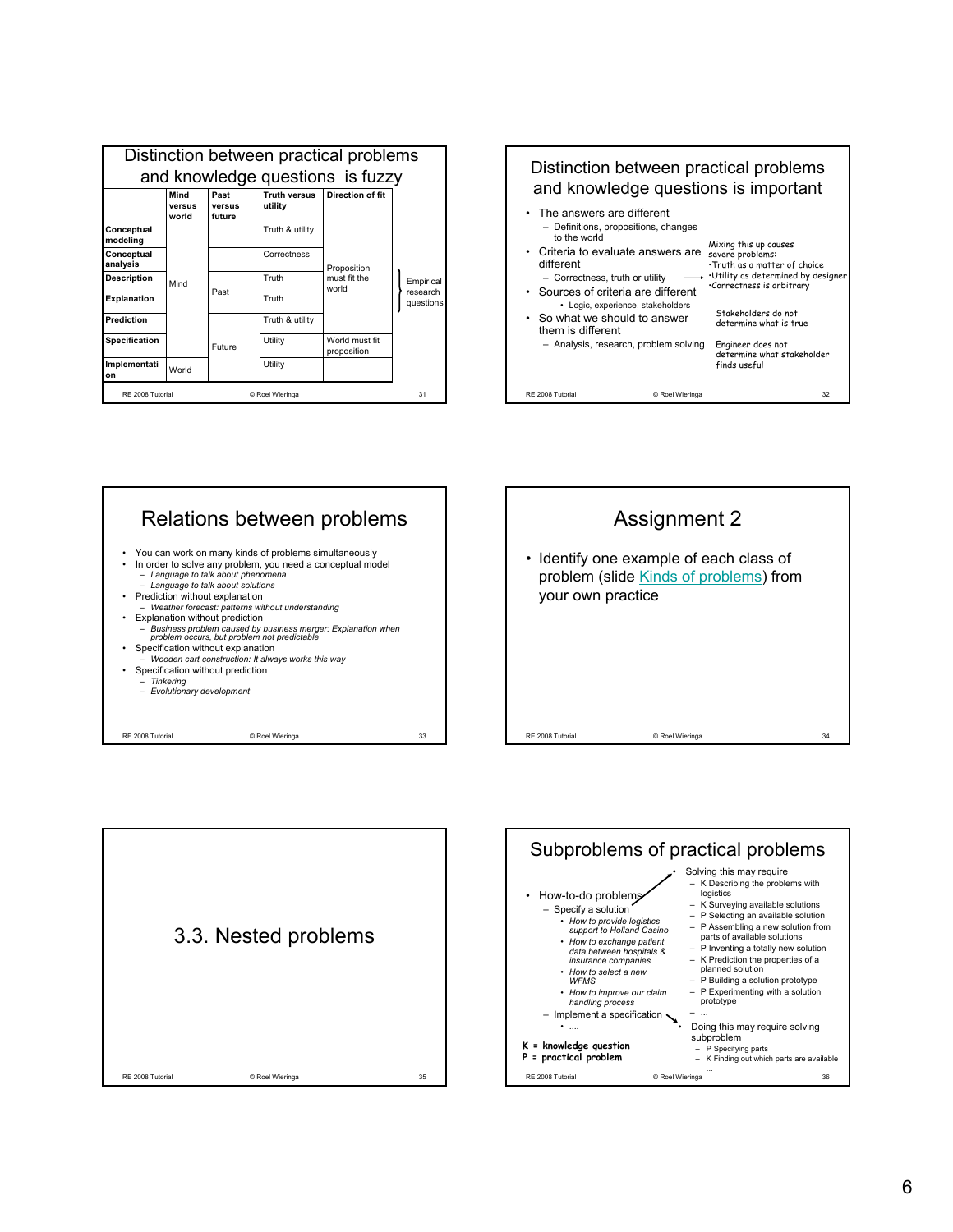## Distinction between practical problems and knowledge questions is fuzzy

| | Mind versus world | Past versus future | Truth versus utility | Direction of fit | |
|---|---|---|---|---|---|
| **Conceptual modeling** | Mind | | Truth & utility | Proposition must fit the world | |
| **Conceptual analysis** | | | Correctness | | |
| **Description** | | Past | Truth | | Empirical research questions |
| **Explanation** | | | Truth | | |
| **Prediction** | | | Truth & utility | | |
| **Specification** | | Future | Utility | World must fit proposition | |
| **Implementation** | World | | Utility | | |

## Distinction between practical problems and knowledge questions is important

- The answers are different
  - Definitions, propositions, changes to the world
- Criteria to evaluate answers are different
  - Correctness, truth or utility
- Sources of criteria are different
  - Logic, experience, stakeholders
- So what we should to answer them is different
  - Analysis, research, problem solving

Mixing this up causes severe problems:
- Truth as a matter of choice
- Utility as determined by designer
- Correctness is arbitrary

Stakeholders do not determine what is true

Engineer does not determine what stakeholder finds useful

## Relations between problems

- You can work on many kinds of problems simultaneously
- In order to solve any problem, you need a conceptual model
  - *Language to talk about phenomena*
  - *Language to talk about solutions*
- Prediction without explanation
  - *Weather forecast: patterns without understanding*
- Explanation without prediction
  - *Business problem caused by business merger: Explanation when problem occurs, but problem not predictable*
- Specification without explanation
  - *Wooden cart construction: It always works this way*
- Specification without prediction
  - *Tinkering*
  - *Evolutionary development*

## Assignment 2

- Identify one example of each class of problem (slide Kinds of problems) from your own practice

# 3.3. Nested problems

## Subproblems of practical problems

- How-to-do problems
  - Specify a solution
    - *How to provide logistics support to Holland Casino*
    - *How to exchange patient data between hospitals & insurance companies*
    - *How to select a new WFMS*
    - *How to improve our claim handling process*
  - Implement a specification
    - ....

- Solving this may require
  - K Describing the problems with logistics
  - K Surveying available solutions
  - P Selecting an available solution
  - P Assembling a new solution from parts of available solutions
  - P Inventing a totally new solution
  - K Prediction the properties of a planned solution
  - P Building a solution prototype
  - P Experimenting with a solution prototype
  - ...

- Doing this may require solving subproblem
  - P Specifying parts
  - K Finding out which parts are available
  - ...

**K = knowledge question**
**P = practical problem**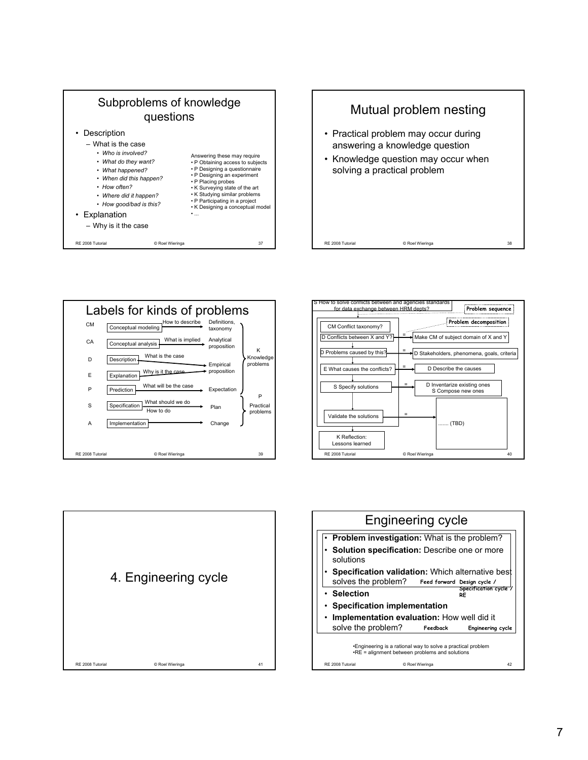## Subproblems of knowledge questions

- Description
  - What is the case
    - *Who is involved?*
    - *What do they want?*
    - *What happened?*
    - *When did this happen?*
    - *How often?*
    - *Where did it happen?*
    - *How good/bad is this?*
- Explanation
  - Why is it the case

Answering these may require
- P Obtaining access to subjects
- P Designing a questionnaire
- P Designing an experiment
- P Placing probes
- K Surveying state of the art
- K Studying similar problems
- P Participating in a project
- K Designing a conceptual model
- ...

## Mutual problem nesting

- Practical problem may occur during answering a knowledge question
- Knowledge question may occur when solving a practical problem

## Labels for kinds of problems

| Label | Problem | Question | Result | Kind |
|---|---|---|---|---|
| CM | Conceptual modeling | How to describe | Definitions, taxonomy | K Knowledge problems |
| CA | Conceptual analysis | What is implied | Analytical proposition | K Knowledge problems |
| D | Description | What is the case | Empirical proposition | K Knowledge problems |
| E | Explanation | Why is it the case | Empirical proposition | K Knowledge problems |
| P | Prediction | What will be the case | Expectation | K Knowledge problems |
| S | Specification | What should we do / How to do | Plan | P Practical problems |
| A | Implementation | | Change | P Practical problems |

S How to solve conflicts between and agencies standards for data exchange between HRM depts?

Problem sequence

Problem decomposition

- CM Conflict taxonomy?
- D Conflicts between X and Y? = Make CM of subject domain of X and Y
- D Problems caused by this? = D Stakeholders, phenomena, goals, criteria
- E What causes the conflicts? = D Describe the causes
- S Specify solutions = D Inventarize existing ones; S Compose new ones
- Validate the solutions = ....... (TBD)
- K Reflection: Lessons learned

## 4. Engineering cycle

## Engineering cycle

- **Problem investigation:** What is the problem?
- **Solution specification:** Describe one or more solutions
- **Specification validation:** Which alternative best solves the problem?
- **Selection**
- **Specification implementation**
- **Implementation evaluation:** How well did it solve the problem?

**Feed forward** — **Design cycle / Specification cycle / RE**

**Feedback** — **Engineering cycle**

- Engineering is a rational way to solve a practical problem
- RE = alignment between problems and solutions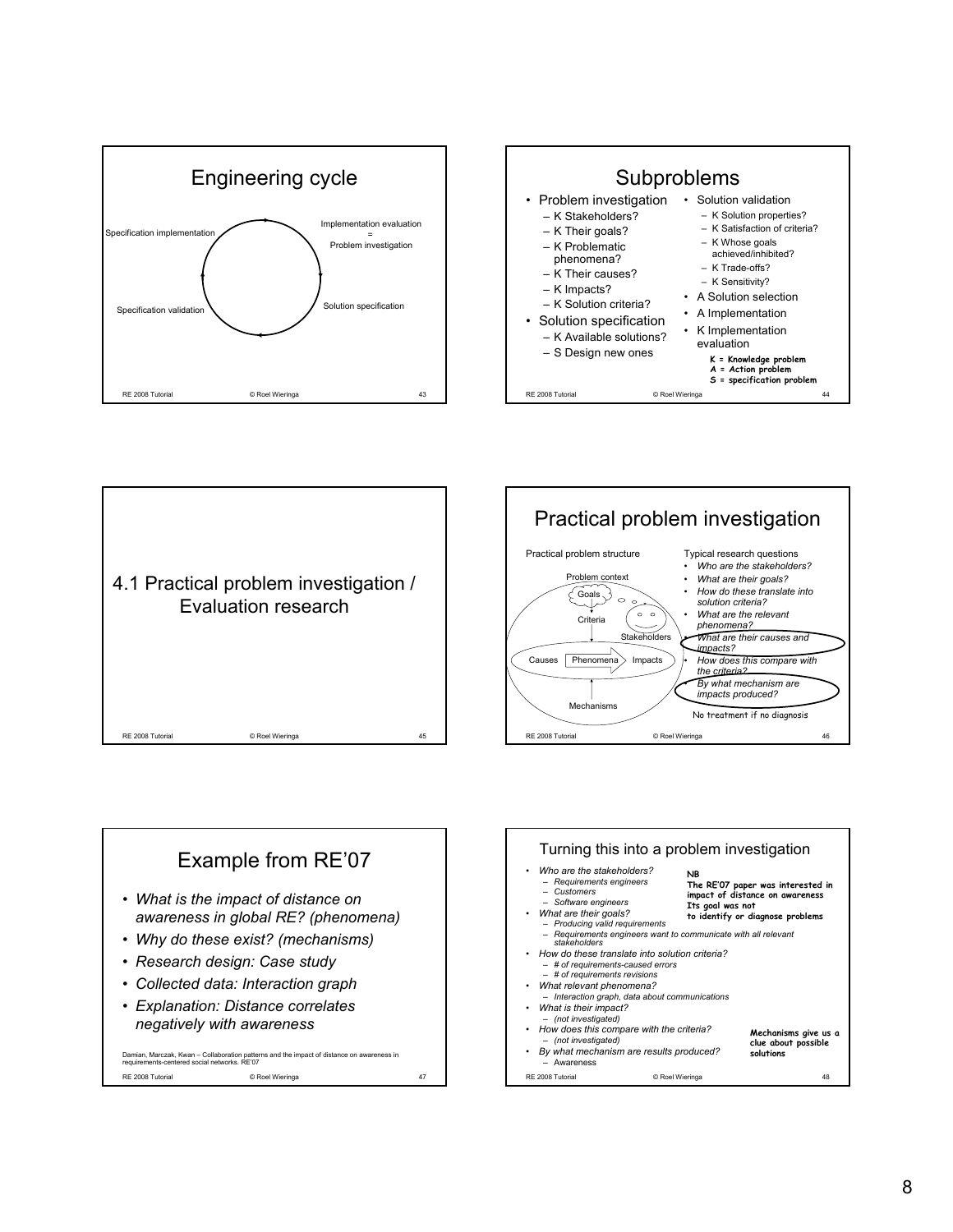## Engineering cycle

Specification implementation

Implementation evaluation = Problem investigation

Solution specification

Specification validation

## Subproblems

- Problem investigation
  - K Stakeholders?
  - K Their goals?
  - K Problematic phenomena?
  - K Their causes?
  - K Impacts?
  - K Solution criteria?
- Solution specification
  - K Available solutions?
  - S Design new ones
- Solution validation
  - K Solution properties?
  - K Satisfaction of criteria?
  - K Whose goals achieved/inhibited?
  - K Trade-offs?
  - K Sensitivity?
- A Solution selection
- A Implementation
- K Implementation evaluation

**K = Knowledge problem**
**A = Action problem**
**S = specification problem**

## 4.1 Practical problem investigation / Evaluation research

## Practical problem investigation

Practical problem structure

Problem context, Goals, Criteria, Stakeholders, Causes, Phenomena, Impacts, Mechanisms

Typical research questions

- *Who are the stakeholders?*
- *What are their goals?*
- *How do these translate into solution criteria?*
- *What are the relevant phenomena?*
- *What are their causes and impacts?*
- *How does this compare with the criteria?*
- *By what mechanism are impacts produced?*

No treatment if no diagnosis

## Example from RE'07

- *What is the impact of distance on awareness in global RE? (phenomena)*
- *Why do these exist? (mechanisms)*
- *Research design: Case study*
- *Collected data: Interaction graph*
- *Explanation: Distance correlates negatively with awareness*

Damian, Marczak, Kwan – Collaboration patterns and the impact of distance on awareness in requirements-centered social networks. RE'07

## Turning this into a problem investigation

- *Who are the stakeholders?*
  - *Requirements engineers*
  - *Customers*
  - *Software engineers*
- *What are their goals?*
  - *Producing valid requirements*
  - *Requirements engineers want to communicate with all relevant stakeholders*
- *How do these translate into solution criteria?*
  - *# of requirements-caused errors*
  - *# of requirements revisions*
- *What relevant phenomena?*
  - *Interaction graph, data about communications*
- *What is their impact?*
  - *(not investigated)*
- *How does this compare with the criteria?*
  - *(not investigated)*
- *By what mechanism are results produced?*
  - Awareness

**NB**
**The RE'07 paper was interested in impact of distance on awareness**
**Its goal was not to identify or diagnose problems**

**Mechanisms give us a clue about possible solutions**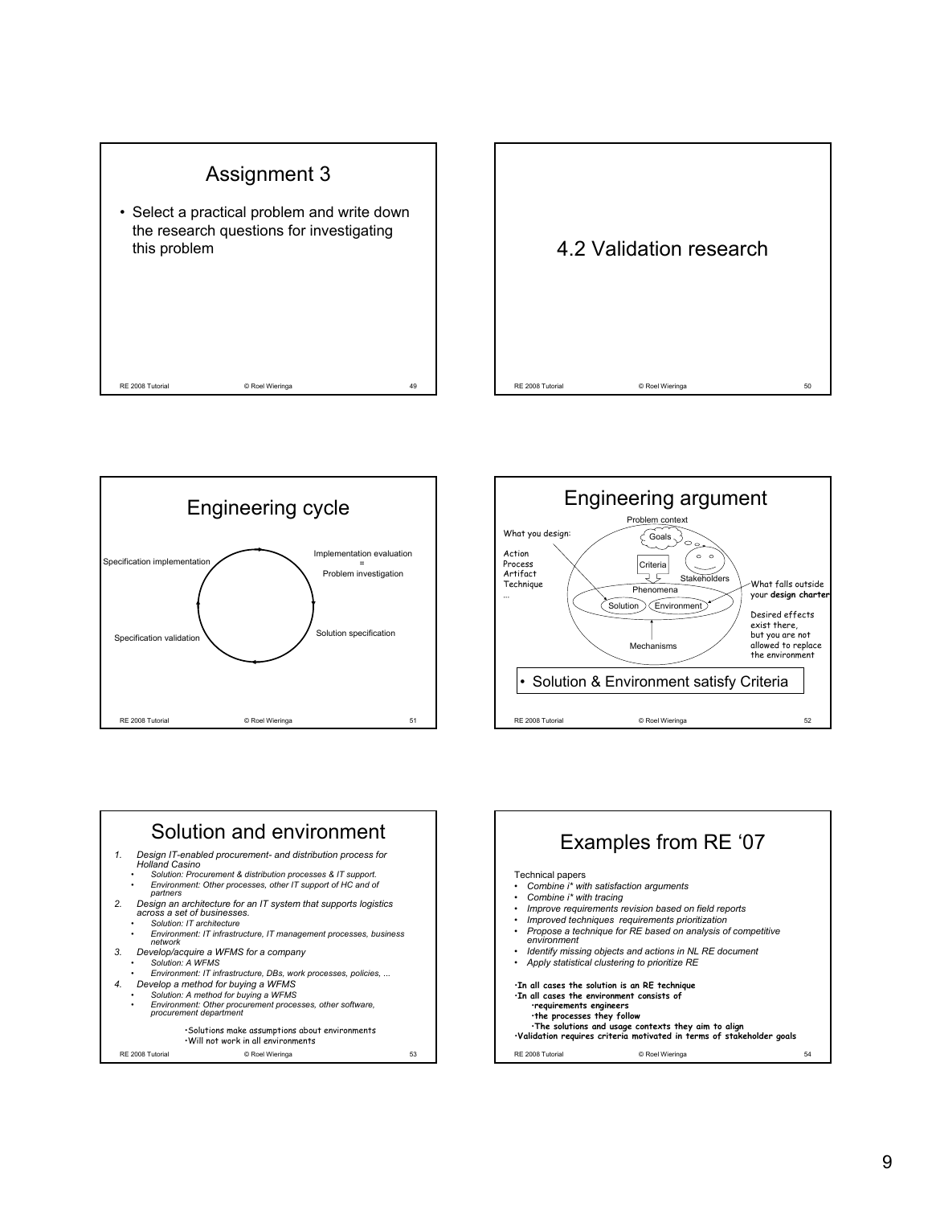## Assignment 3

- Select a practical problem and write down the research questions for investigating this problem

## 4.2 Validation research

## Engineering cycle

Implementation evaluation = Problem investigation

Solution specification

Specification validation

Specification implementation

## Engineering argument

Problem context

What you design:

Action
Process
Artifact
Technique
...

Goals

Criteria

Stakeholders

Phenomena

Solution

Environment

Mechanisms

What falls outside your **design charter**

Desired effects exist there, but you are not allowed to replace the environment

- Solution & Environment satisfy Criteria

## Solution and environment

1. *Design IT-enabled procurement- and distribution process for Holland Casino*
   - *Solution: Procurement & distribution processes & IT support.*
   - *Environment: Other processes, other IT support of HC and of partners*
2. *Design an architecture for an IT system that supports logistics across a set of businesses.*
   - *Solution: IT architecture*
   - *Environment: IT infrastructure, IT management processes, business network*
3. *Develop/acquire a WFMS for a company*
   - *Solution: A WFMS*
   - *Environment: IT infrastructure, DBs, work processes, policies, ...*
4. *Develop a method for buying a WFMS*
   - *Solution: A method for buying a WFMS*
   - *Environment: Other procurement processes, other software, procurement department*

- Solutions make assumptions about environments
- Will not work in all environments

## Examples from RE '07

Technical papers

- *Combine i\* with satisfaction arguments*
- *Combine i\* with tracing*
- *Improve requirements revision based on field reports*
- *Improved techniques requirements prioritization*
- *Propose a technique for RE based on analysis of competitive environment*
- *Identify missing objects and actions in NL RE document*
- *Apply statistical clustering to prioritize RE*

- **In all cases the solution is an RE technique**
- **In all cases the environment consists of**
  - **requirements engineers**
  - **the processes they follow**
  - **The solutions and usage contexts they aim to align**
- **Validation requires criteria motivated in terms of stakeholder goals**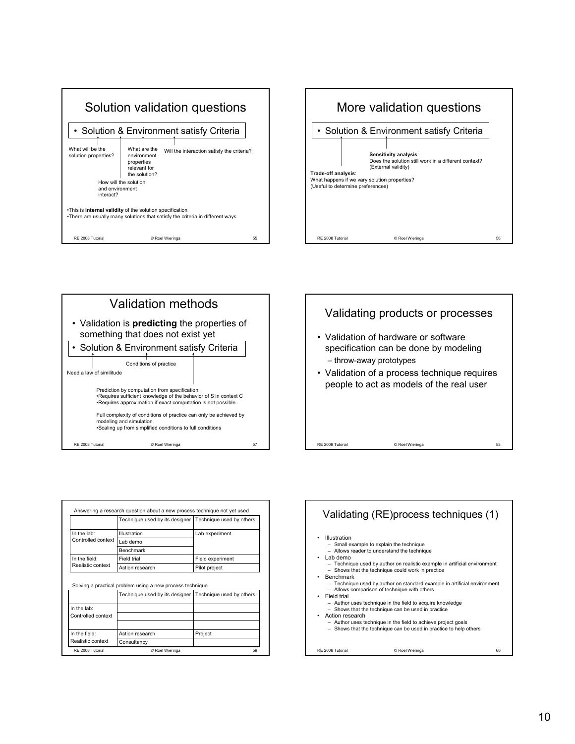## Solution validation questions

- Solution & Environment satisfy Criteria

What will be the solution properties?

What are the environment properties relevant for the solution?

Will the interaction satisfy the criteria?

How will the solution and environment interact?

- This is **internal validity** of the solution specification
- There are usually many solutions that satisfy the criteria in different ways

## More validation questions

- Solution & Environment satisfy Criteria

**Sensitivity analysis**:
Does the solution still work in a different context?
(External validity)

**Trade-off analysis**:
What happens if we vary solution properties?
(Useful to determine preferences)

## Validation methods

- Validation is **predicting** the properties of something that does not exist yet
- Solution & Environment satisfy Criteria

Conditions of practice

Need a law of similitude

Prediction by computation from specification:
- Requires sufficient knowledge of the behavior of S in context C
- Requires approximation if exact computation is not possible

Full complexity of conditions of practice can only be achieved by modeling and simulation
- Scaling up from simplified conditions to full conditions

## Validating products or processes

- Validation of hardware or software specification can be done by modeling
  - throw-away prototypes
- Validation of a process technique requires people to act as models of the real user

Answering a research question about a new process technique not yet used

| | Technique used by its designer | Technique used by others |
|---|---|---|
| In the lab: Controlled context | Illustration | Lab experiment |
| | Lab demo | |
| | Benchmark | |
| In the field: Realistic context | Field trial | Field experiment |
| | Action research | Pilot project |

Solving a practical problem using a new process technique

| | Technique used by its designer | Technique used by others |
|---|---|---|
| In the lab: Controlled context | | |
| | | |
| | | |
| In the field: Realistic context | Action research | Project |
| | Consultancy | |

## Validating (RE)process techniques (1)

- Illustration
  - Small example to explain the technique
  - Allows reader to understand the technique
- Lab demo
  - Technique used by author on realistic example in artificial environment
  - Shows that the technique could work in practice
- Benchmark
  - Technique used by author on standard example in artificial environment
  - Allows comparison of technique with others
- Field trial
  - Author uses technique in the field to acquire knowledge
  - Shows that the technique can be used in practice
- Action research
  - Author uses technique in the field to achieve project goals
  - Shows that the technique can be used in practice to help others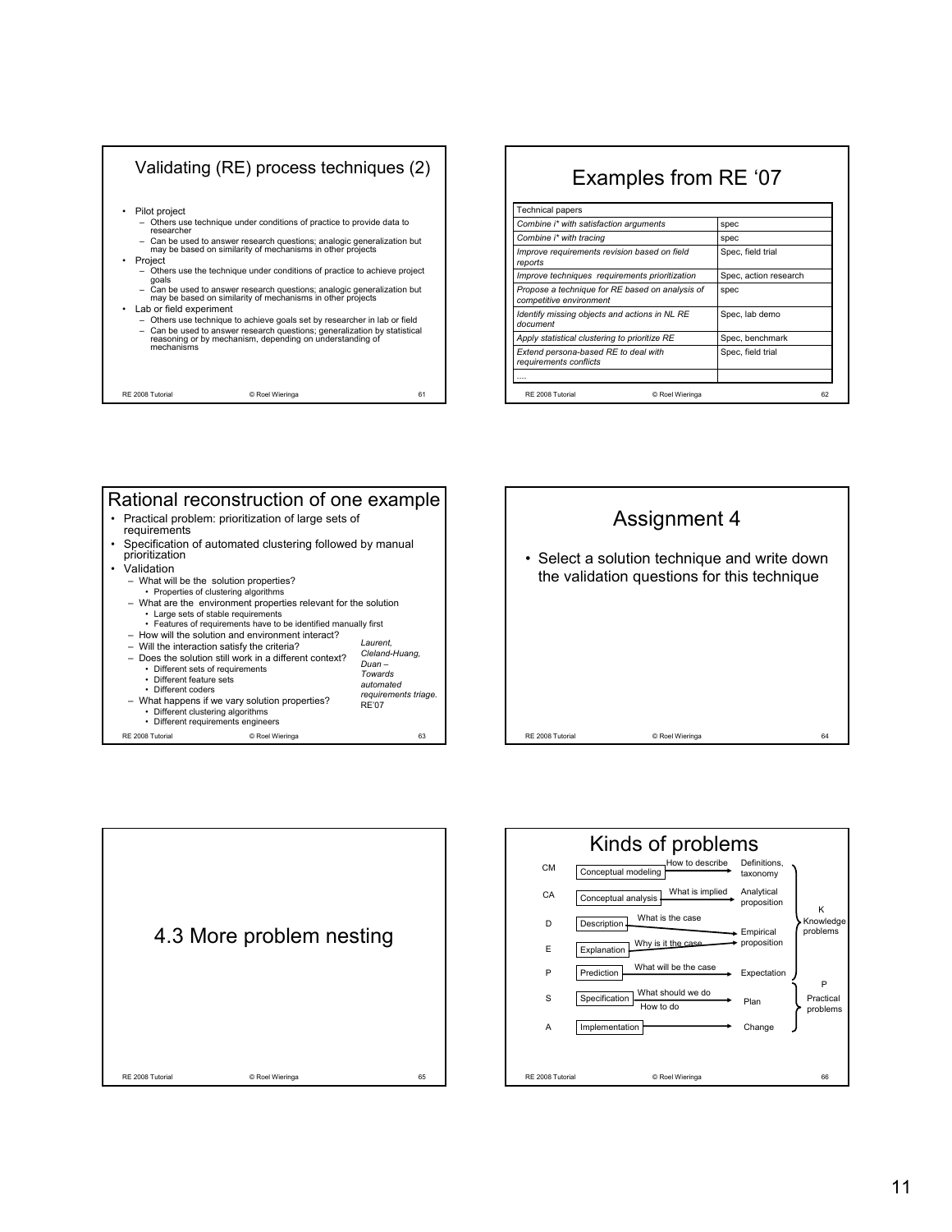## Validating (RE) process techniques (2)

- Pilot project
  - Others use technique under conditions of practice to provide data to researcher
  - Can be used to answer research questions; analogic generalization but may be based on similarity of mechanisms in other projects
- Project
  - Others use the technique under conditions of practice to achieve project goals
  - Can be used to answer research questions; analogic generalization but may be based on similarity of mechanisms in other projects
- Lab or field experiment
  - Others use technique to achieve goals set by researcher in lab or field
  - Can be used to answer research questions; generalization by statistical reasoning or by mechanism, depending on understanding of mechanisms

## Examples from RE '07

| Technical papers | |
|---|---|
| *Combine i\* with satisfaction arguments* | spec |
| *Combine i\* with tracing* | spec |
| *Improve requirements revision based on field reports* | Spec, field trial |
| *Improve techniques requirements prioritization* | Spec, action research |
| *Propose a technique for RE based on analysis of competitive environment* | spec |
| *Identify missing objects and actions in NL RE document* | Spec, lab demo |
| *Apply statistical clustering to prioritize RE* | Spec, benchmark |
| *Extend persona-based RE to deal with requirements conflicts* | Spec, field trial |
| .... | |

## Rational reconstruction of one example

- Practical problem: prioritization of large sets of requirements
- Specification of automated clustering followed by manual prioritization
- Validation
  - What will be the solution properties?
    - Properties of clustering algorithms
  - What are the environment properties relevant for the solution
    - Large sets of stable requirements
    - Features of requirements have to be identified manually first
  - How will the solution and environment interact?
  - Will the interaction satisfy the criteria?
  - Does the solution still work in a different context?
    - Different sets of requirements
    - Different feature sets
    - Different coders
  - What happens if we vary solution properties?
    - Different clustering algorithms
    - Different requirements engineers

*Laurent, Cleland-Huang, Duan – Towards automated requirements triage.* RE'07

## Assignment 4

- Select a solution technique and write down the validation questions for this technique

## 4.3 More problem nesting

## Kinds of problems

| | | | | |
|---|---|---|---|---|
| CM | Conceptual modeling | How to describe | Definitions, taxonomy | K Knowledge problems |
| CA | Conceptual analysis | What is implied | Analytical proposition | |
| D | Description | What is the case | Empirical proposition | |
| E | Explanation | Why is it the case | | |
| P | Prediction | What will be the case | Expectation | |
| S | Specification | What should we do / How to do | Plan | P Practical problems |
| A | Implementation | | Change | |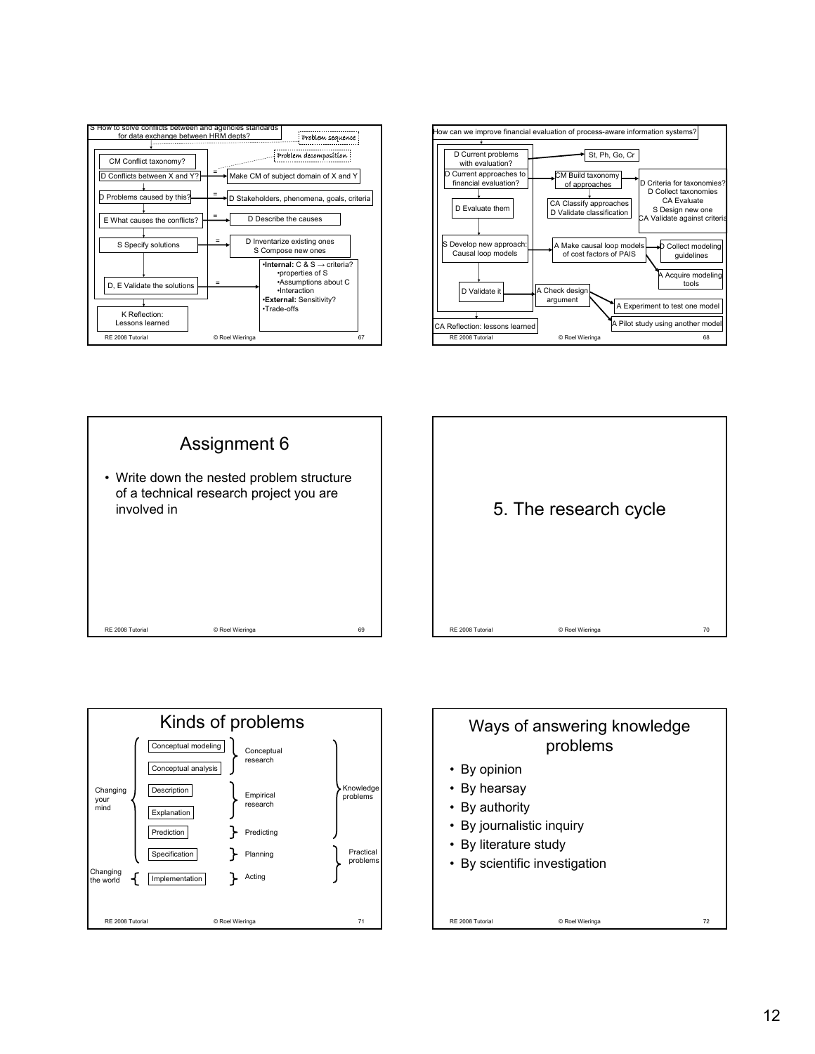S How to solve conflicts between and agencies standards for data exchange between HRM depts?

*Problem sequence*

*Problem decomposition*

- CM Conflict taxonomy?
- D Conflicts between X and Y? = Make CM of subject domain of X and Y
- D Problems caused by this? = D Stakeholders, phenomena, goals, criteria
- E What causes the conflicts? = D Describe the causes
- S Specify solutions = D Inventarize existing ones, S Compose new ones
- D, E Validate the solutions =
  - **Internal:** C & S → criteria?
    - properties of S
    - Assumptions about C
    - Interaction
  - **External:** Sensitivity?
  - Trade-offs
- K Reflection: Lessons learned

---

How can we improve financial evaluation of process-aware information systems?

- D Current problems with evaluation? → St, Ph, Go, Cr
- D Current approaches to financial evaluation? → CM Build taxonomy of approaches → D Criteria for taxonomies?, D Collect taxonomies, CA Evaluate, S Design new one, CA Validate against criteria
- D Evaluate them → CA Classify approaches, D Validate classification
- S Develop new approach: Causal loop models → A Make causal loop models of cost factors of PAIS → D Collect modeling guidelines; A Acquire modeling tools
- D Validate it → A Check design argument → A Experiment to test one model; A Pilot study using another model
- CA Reflection: lessons learned

---

# Assignment 6

- Write down the nested problem structure of a technical research project you are involved in

---

# 5. The research cycle

---

# Kinds of problems

| | | | |
|---|---|---|---|
| Changing your mind | Conceptual modeling | Conceptual research | Knowledge problems |
| | Conceptual analysis | | |
| | Description | Empirical research | |
| | Explanation | | |
| | Prediction | Predicting | |
| | Specification | Planning | Practical problems |
| Changing the world | Implementation | Acting | |

---

# Ways of answering knowledge problems

- By opinion
- By hearsay
- By authority
- By journalistic inquiry
- By literature study
- By scientific investigation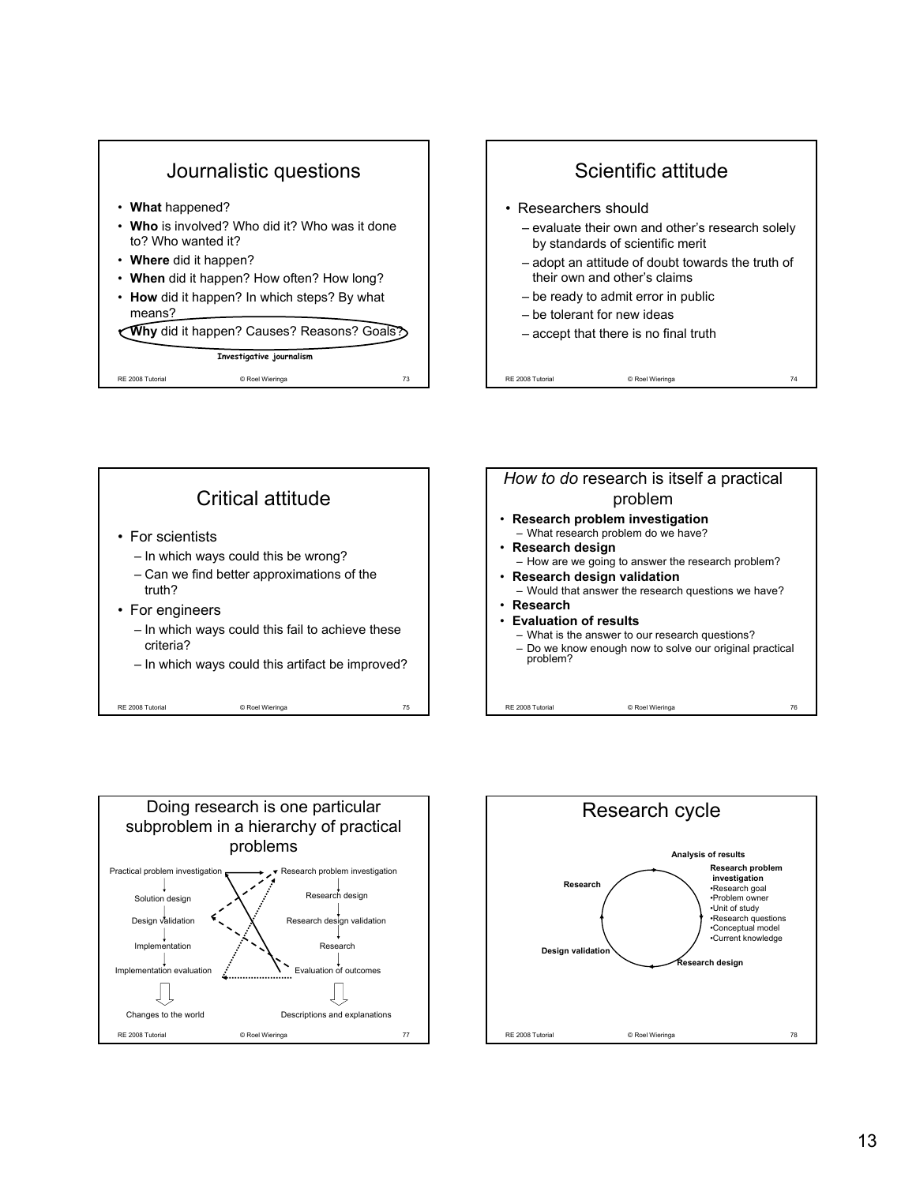## Journalistic questions

- **What** happened?
- **Who** is involved? Who did it? Who was it done to? Who wanted it?
- **Where** did it happen?
- **When** did it happen? How often? How long?
- **How** did it happen? In which steps? By what means?
- **Why** did it happen? Causes? Reasons? Goals?

Investigative journalism

## Scientific attitude

- Researchers should
  - evaluate their own and other's research solely by standards of scientific merit
  - adopt an attitude of doubt towards the truth of their own and other's claims
  - be ready to admit error in public
  - be tolerant for new ideas
  - accept that there is no final truth

## Critical attitude

- For scientists
  - In which ways could this be wrong?
  - Can we find better approximations of the truth?
- For engineers
  - In which ways could this fail to achieve these criteria?
  - In which ways could this artifact be improved?

## *How to do* research is itself a practical problem

- **Research problem investigation**
  - What research problem do we have?
- **Research design**
  - How are we going to answer the research problem?
- **Research design validation**
  - Would that answer the research questions we have?
- **Research**
- **Evaluation of results**
  - What is the answer to our research questions?
  - Do we know enough now to solve our original practical problem?

## Doing research is one particular subproblem in a hierarchy of practical problems

Practical problem investigation → Solution design → Design validation → Implementation → Implementation evaluation ⇒ Changes to the world

Research problem investigation → Research design → Research design validation → Research → Evaluation of outcomes ⇒ Descriptions and explanations

## Research cycle

Analysis of results → Research problem investigation (•Research goal •Problem owner •Unit of study •Research questions •Conceptual model •Current knowledge) → Research design → Design validation → Research → Analysis of results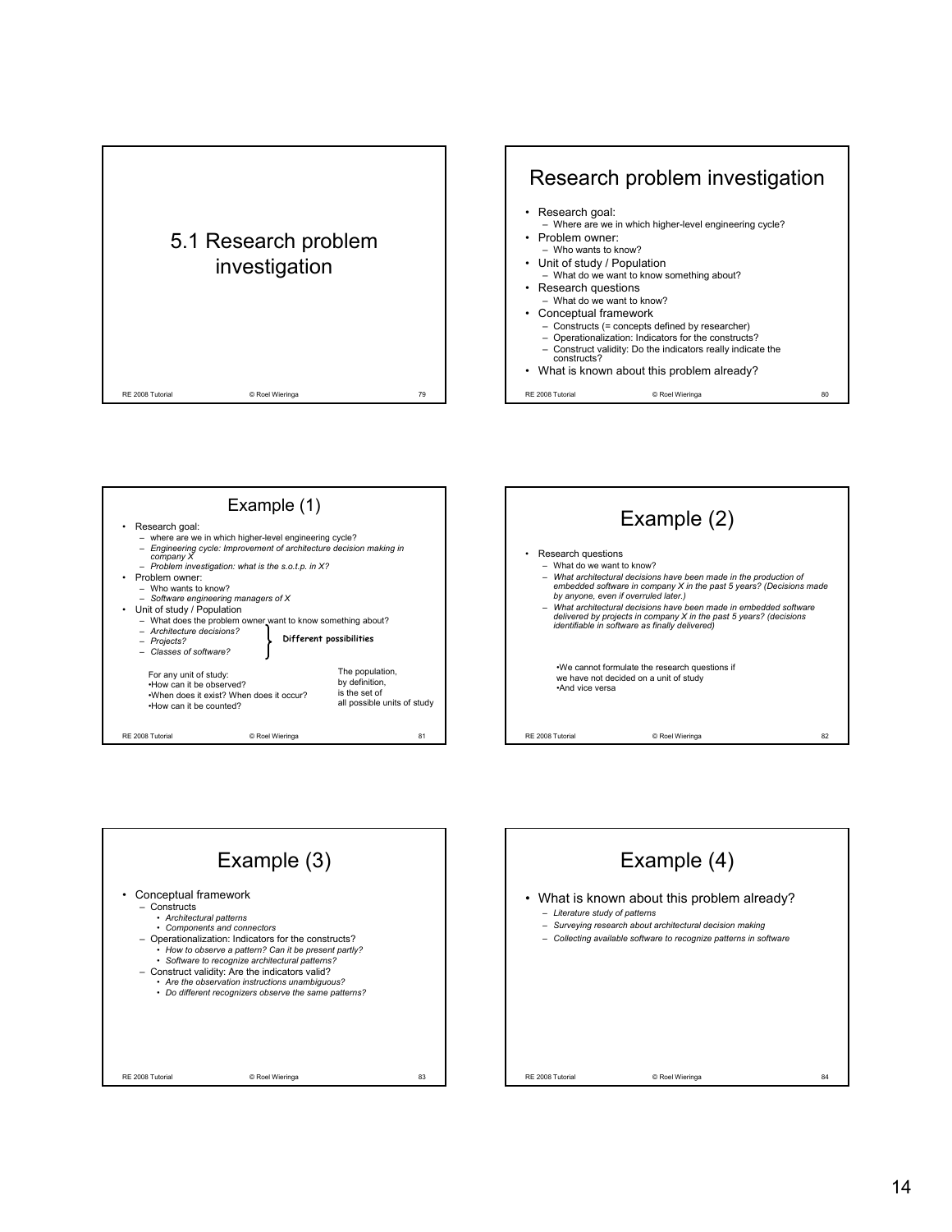# 5.1 Research problem investigation

## Research problem investigation

- Research goal:
  - Where are we in which higher-level engineering cycle?
- Problem owner:
  - Who wants to know?
- Unit of study / Population
  - What do we want to know something about?
- Research questions
  - What do we want to know?
- Conceptual framework
  - Constructs (= concepts defined by researcher)
  - Operationalization: Indicators for the constructs?
  - Construct validity: Do the indicators really indicate the constructs?
- What is known about this problem already?

## Example (1)

- Research goal:
  - where are we in which higher-level engineering cycle?
  - *Engineering cycle: Improvement of architecture decision making in company X*
  - *Problem investigation: what is the s.o.t.p. in X?*
- Problem owner:
  - Who wants to know?
  - *Software engineering managers of X*
- Unit of study / Population
  - What does the problem owner want to know something about?
  - *Architecture decisions?*
  - *Projects?*
  - *Classes of software?*

  } **Different possibilities**

For any unit of study:
- How can it be observed?
- When does it exist? When does it occur?
- How can it be counted?

The population, by definition, is the set of all possible units of study

## Example (2)

- Research questions
  - What do we want to know?
  - *What architectural decisions have been made in the production of embedded software in company X in the past 5 years? (Decisions made by anyone, even if overruled later.)*
  - *What architectural decisions have been made in embedded software delivered by projects in company X in the past 5 years? (decisions identifiable in software as finally delivered)*

- We cannot formulate the research questions if we have not decided on a unit of study
- And vice versa

## Example (3)

- Conceptual framework
  - Constructs
    - *Architectural patterns*
    - *Components and connectors*
  - Operationalization: Indicators for the constructs?
    - *How to observe a pattern? Can it be present partly?*
    - *Software to recognize architectural patterns?*
  - Construct validity: Are the indicators valid?
    - *Are the observation instructions unambiguous?*
    - *Do different recognizers observe the same patterns?*

## Example (4)

- What is known about this problem already?
  - *Literature study of patterns*
  - *Surveying research about architectural decision making*
  - *Collecting available software to recognize patterns in software*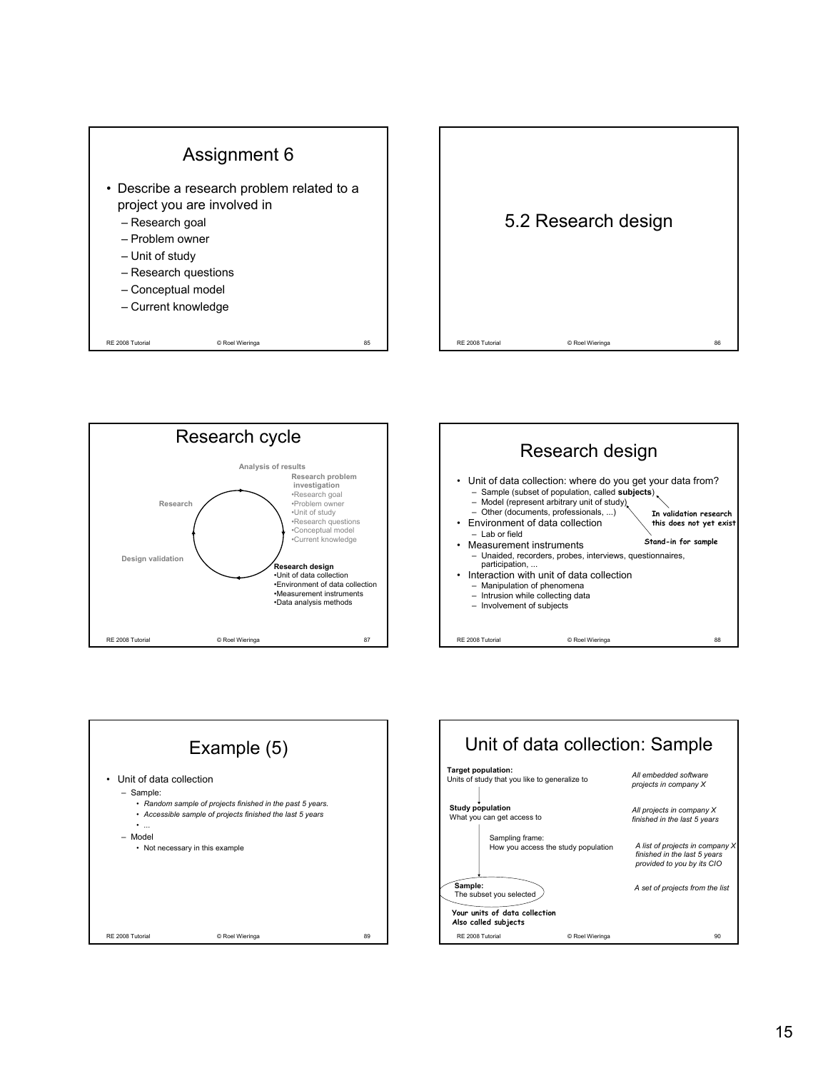## Assignment 6

- Describe a research problem related to a project you are involved in
  - Research goal
  - Problem owner
  - Unit of study
  - Research questions
  - Conceptual model
  - Current knowledge

## 5.2 Research design

## Research cycle

Analysis of results

**Research problem investigation**
- Research goal
- Problem owner
- Unit of study
- Research questions
- Conceptual model
- Current knowledge

Research

Design validation

**Research design**
- Unit of data collection
- Environment of data collection
- Measurement instruments
- Data analysis methods

## Research design

- Unit of data collection: where do you get your data from?
  - Sample (subset of population, called **subjects**)
  - Model (represent arbitrary unit of study)
  - Other (documents, professionals, ...)
- Environment of data collection
  - Lab or field
- Measurement instruments
  - Unaided, recorders, probes, interviews, questionnaires, participation, ...
- Interaction with unit of data collection
  - Manipulation of phenomena
  - Intrusion while collecting data
  - Involvement of subjects

**In validation research this does not yet exist**

**Stand-in for sample**

## Example (5)

- Unit of data collection
  - Sample:
    - *Random sample of projects finished in the past 5 years.*
    - *Accessible sample of projects finished the last 5 years*
    - ...
  - Model
    - Not necessary in this example

## Unit of data collection: Sample

| | |
|---|---|
| **Target population:** Units of study that you like to generalize to | *All embedded software projects in company X* |
| **Study population** What you can get access to | *All projects in company X finished in the last 5 years* |
| Sampling frame: How you access the study population | *A list of projects in company X finished in the last 5 years provided to you by its CIO* |
| **Sample:** The subset you selected | *A set of projects from the list* |

**Your units of data collection Also called subjects**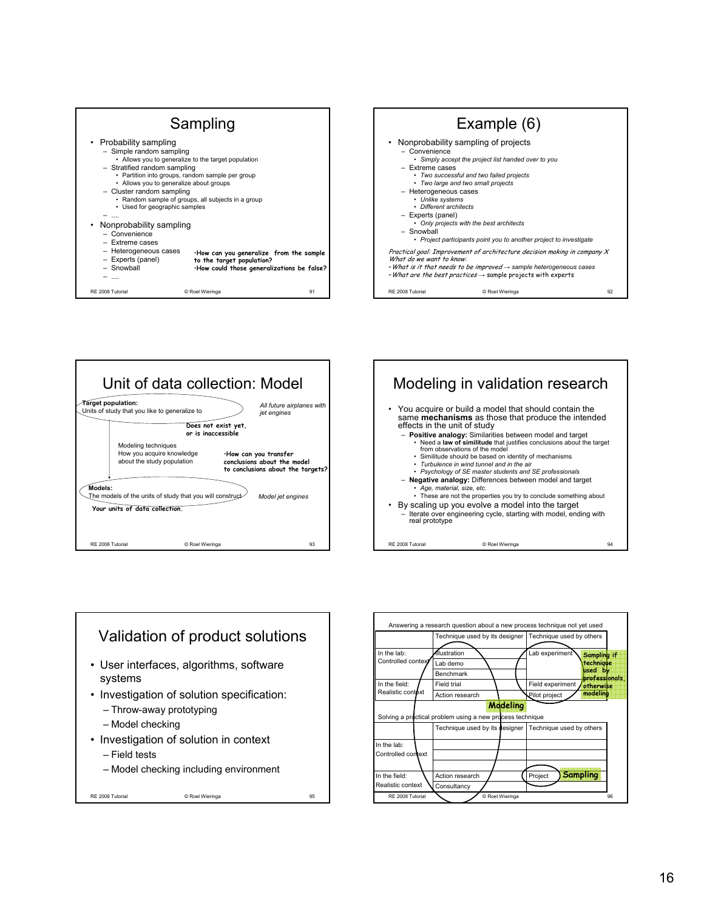## Sampling

- Probability sampling
  - Simple random sampling
    - Allows you to generalize to the target population
  - Stratified random sampling
    - Partition into groups, random sample per group
    - Allows you to generalize about groups
  - Cluster random sampling
    - Random sample of groups, all subjects in a group
    - Used for geographic samples
  - ....
- Nonprobability sampling
  - Convenience
  - Extreme cases
  - Heterogeneous cases
  - Experts (panel)
  - Snowball
  - ....

**•How can you generalize from the sample to the target population?**
**•How could those generalizations be false?**

## Example (6)

- Nonprobability sampling of projects
  - Convenience
    - *Simply accept the project list handed over to you*
  - Extreme cases
    - *Two successful and two failed projects*
    - *Two large and two small projects*
  - Heterogeneous cases
    - *Unlike systems*
    - *Different architects*
  - Experts (panel)
    - *Only projects with the best architects*
  - Snowball
    - *Project participants point you to another project to investigate*

*Practical goal: Improvement of architecture decision making in company X*
*What do we want to know:*
- *What is it that needs to be improved* → sample heterogeneous cases
- *What are the best practices* → sample projects with experts

## Unit of data collection: Model

**Target population:**
Units of study that you like to generalize to — *All future airplanes with jet engines*

**Does not exist yet, or is inaccessible**

Modeling techniques
How you acquire knowledge about the study population

**•How can you transfer conclusions about the model to conclusions about the targets?**

**Models:**
The models of the units of study that you will construct — *Model jet engines*

**Your units of data collection.**

## Modeling in validation research

- You acquire or build a model that should contain the same **mechanisms** as those that produce the intended effects in the unit of study
  - **Positive analogy:** Similarities between model and target
    - Need a **law of similitude** that justifies conclusions about the target from observations of the model
    - Similitude should be based on identity of mechanisms
    - *Turbulence in wind tunnel and in the air*
    - *Psychology of SE master students and SE professionals*
  - **Negative analogy:** Differences between model and target
    - *Age, material, size, etc.*
    - These are not the properties you try to conclude something about
- By scaling up you evolve a model into the target
  - Iterate over engineering cycle, starting with model, ending with real prototype

## Validation of product solutions

- User interfaces, algorithms, software systems
- Investigation of solution specification:
  - Throw-away prototyping
  - Model checking
- Investigation of solution in context
  - Field tests
  - Model checking including environment

Answering a research question about a new process technique not yet used

| | Technique used by its designer | Technique used by others |
|---|---|---|
| In the lab: Controlled context | Illustration | Lab experiment |
| | Lab demo | |
| | Benchmark | |
| In the field: Realistic context | Field trial | Field experiment |
| | Action research | Pilot project |

**Modeling** (technique used by its designer)

**Sampling if technique used by professionals, otherwise modeling** (technique used by others)

Solving a practical problem using a new process technique

| | Technique used by its designer | Technique used by others |
|---|---|---|
| In the lab: Controlled context | | |
| In the field: Realistic context | Action research | Project |
| | Consultancy | |

**Sampling** (Project)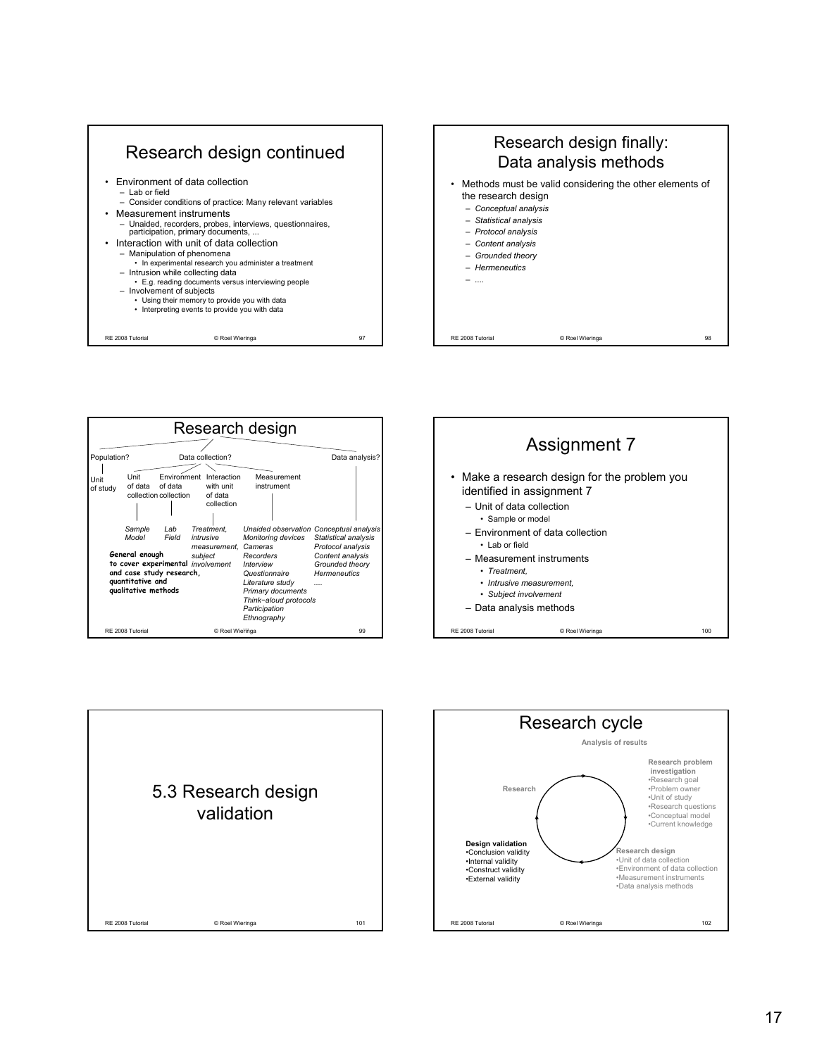## Research design continued

- Environment of data collection
  - Lab or field
  - Consider conditions of practice: Many relevant variables
- Measurement instruments
  - Unaided, recorders, probes, interviews, questionnaires, participation, primary documents, ...
- Interaction with unit of data collection
  - Manipulation of phenomena
    - In experimental research you administer a treatment
  - Intrusion while collecting data
    - E.g. reading documents versus interviewing people
  - Involvement of subjects
    - Using their memory to provide you with data
    - Interpreting events to provide you with data

## Research design finally: Data analysis methods

- Methods must be valid considering the other elements of the research design
  - *Conceptual analysis*
  - *Statistical analysis*
  - *Protocol analysis*
  - *Content analysis*
  - *Grounded theory*
  - *Hermeneutics*
  - ....

## Research design

- Population?
  - Unit of study
- Data collection?
  - Unit of data collection: *Sample*, *Model*
  - Environment of data collection: *Lab*, *Field*
  - Interaction with unit of data collection: *Treatment, intrusive measurement, subject involvement*
  - Measurement instrument: *Unaided observation*, *Monitoring devices*, *Cameras*, *Recorders*, *Interview*, *Questionnaire*, *Literature study*, *Primary documents*, *Think-aloud protocols*, *Participation*, *Ethnography*
- Data analysis?
  - *Conceptual analysis*, *Statistical analysis*, *Protocol analysis*, *Content analysis*, *Grounded theory*, *Hermeneutics*, ....

**General enough to cover experimental and case study research, quantitative and qualitative methods**

## Assignment 7

- Make a research design for the problem you identified in assignment 7
  - Unit of data collection
    - Sample or model
  - Environment of data collection
    - Lab or field
  - Measurement instruments
    - *Treatment,*
    - *Intrusive measurement,*
    - *Subject involvement*
  - Data analysis methods

## 5.3 Research design validation

## Research cycle

Analysis of results

**Research problem investigation**
- Research goal
- Problem owner
- Unit of study
- Research questions
- Conceptual model
- Current knowledge

**Research design**
- Unit of data collection
- Environment of data collection
- Measurement instruments
- Data analysis methods

**Design validation**
- Conclusion validity
- Internal validity
- Construct validity
- External validity

Research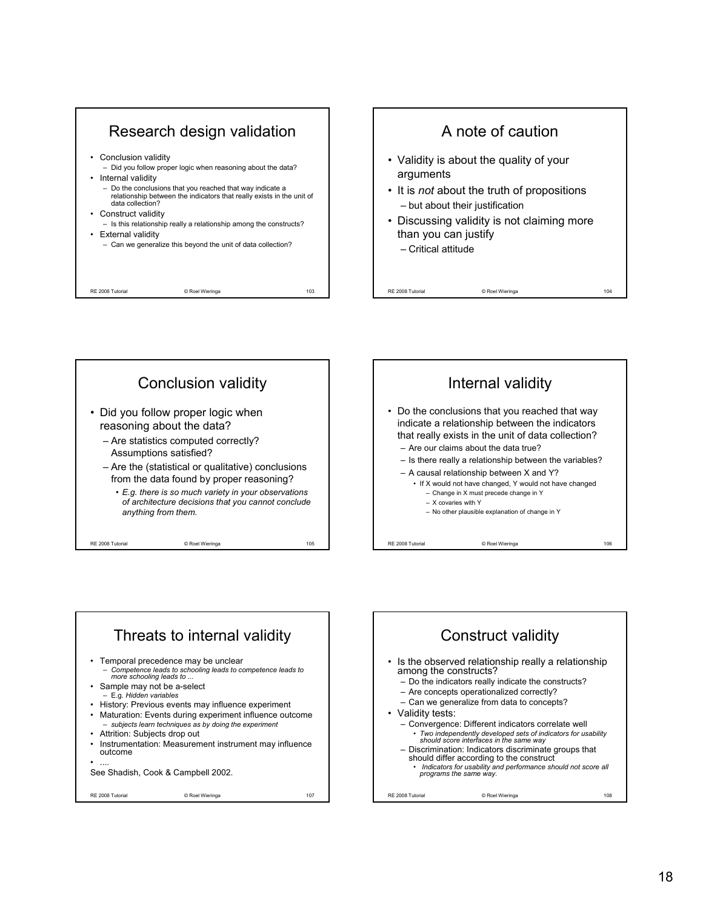## Research design validation

- Conclusion validity
  - Did you follow proper logic when reasoning about the data?
- Internal validity
  - Do the conclusions that you reached that way indicate a relationship between the indicators that really exists in the unit of data collection?
- Construct validity
  - Is this relationship really a relationship among the constructs?
- External validity
  - Can we generalize this beyond the unit of data collection?

## A note of caution

- Validity is about the quality of your arguments
- It is *not* about the truth of propositions
  - but about their justification
- Discussing validity is not claiming more than you can justify
  - Critical attitude

## Conclusion validity

- Did you follow proper logic when reasoning about the data?
  - Are statistics computed correctly? Assumptions satisfied?
  - Are the (statistical or qualitative) conclusions from the data found by proper reasoning?
    - *E.g. there is so much variety in your observations of architecture decisions that you cannot conclude anything from them.*

## Internal validity

- Do the conclusions that you reached that way indicate a relationship between the indicators that really exists in the unit of data collection?
  - Are our claims about the data true?
  - Is there really a relationship between the variables?
  - A causal relationship between X and Y?
    - If X would not have changed, Y would not have changed
      - Change in X must precede change in Y
      - X covaries with Y
      - No other plausible explanation of change in Y

## Threats to internal validity

- Temporal precedence may be unclear
  - *Competence leads to schooling leads to competence leads to more schooling leads to ...*
- Sample may not be a-select
  - E.g. *Hidden variables*
- History: Previous events may influence experiment
- Maturation: Events during experiment influence outcome
  - *subjects learn techniques as by doing the experiment*
- Attrition: Subjects drop out
- Instrumentation: Measurement instrument may influence outcome
- ....

See Shadish, Cook & Campbell 2002.

## Construct validity

- Is the observed relationship really a relationship among the constructs?
  - Do the indicators really indicate the constructs?
  - Are concepts operationalized correctly?
  - Can we generalize from data to concepts?
- Validity tests:
  - Convergence: Different indicators correlate well
    - *Two independently developed sets of indicators for usability should score interfaces in the same way*
  - Discrimination: Indicators discriminate groups that should differ according to the construct
    - *Indicators for usability and performance should not score all programs the same way.*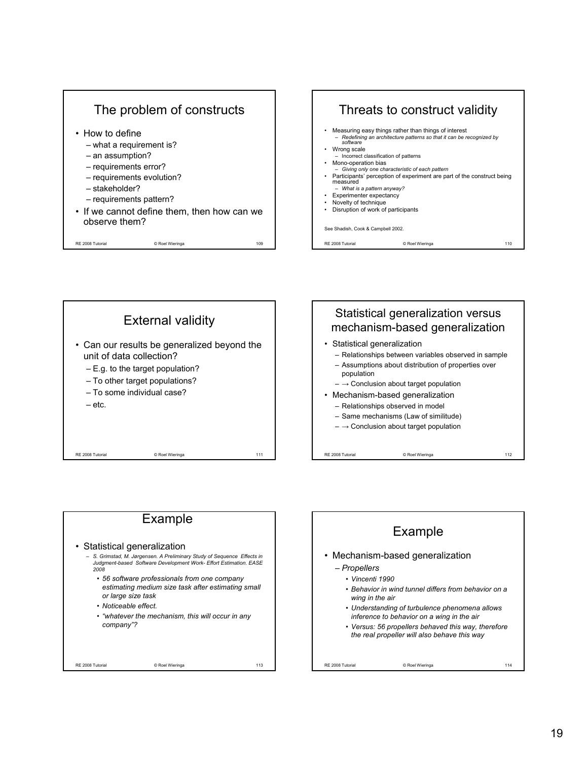## The problem of constructs

- How to define
  - what a requirement is?
  - an assumption?
  - requirements error?
  - requirements evolution?
  - stakeholder?
  - requirements pattern?
- If we cannot define them, then how can we observe them?

## Threats to construct validity

- Measuring easy things rather than things of interest
  - *Redefining an architecture patterns so that it can be recognized by software*
- Wrong scale
  - Incorrect classification of patterns
- Mono-operation bias
  - *Giving only one characteristic of each pattern*
- Participants' perception of experiment are part of the construct being measured
  - *What is a pattern anyway?*
- Experimenter expectancy
- Novelty of technique
- Disruption of work of participants

See Shadish, Cook & Campbell 2002.

## External validity

- Can our results be generalized beyond the unit of data collection?
  - E.g. to the target population?
  - To other target populations?
  - To some individual case?
  - etc.

## Statistical generalization versus mechanism-based generalization

- Statistical generalization
  - Relationships between variables observed in sample
  - Assumptions about distribution of properties over population
  - → Conclusion about target population
- Mechanism-based generalization
  - Relationships observed in model
  - Same mechanisms (Law of similitude)
  - → Conclusion about target population

## Example

- Statistical generalization
  - *S. Grimstad, M. Jørgensen. A Preliminary Study of Sequence Effects in Judgment-based Software Development Work- Effort Estimation. EASE 2008*
    - *56 software professionals from one company estimating medium size task after estimating small or large size task*
    - *Noticeable effect.*
    - *"whatever the mechanism, this will occur in any company"?*

## Example

- Mechanism-based generalization
  - *Propellers*
    - *Vincenti 1990*
    - *Behavior in wind tunnel differs from behavior on a wing in the air*
    - *Understanding of turbulence phenomena allows inference to behavior on a wing in the air*
    - *Versus: 56 propellers behaved this way, therefore the real propeller will also behave this way*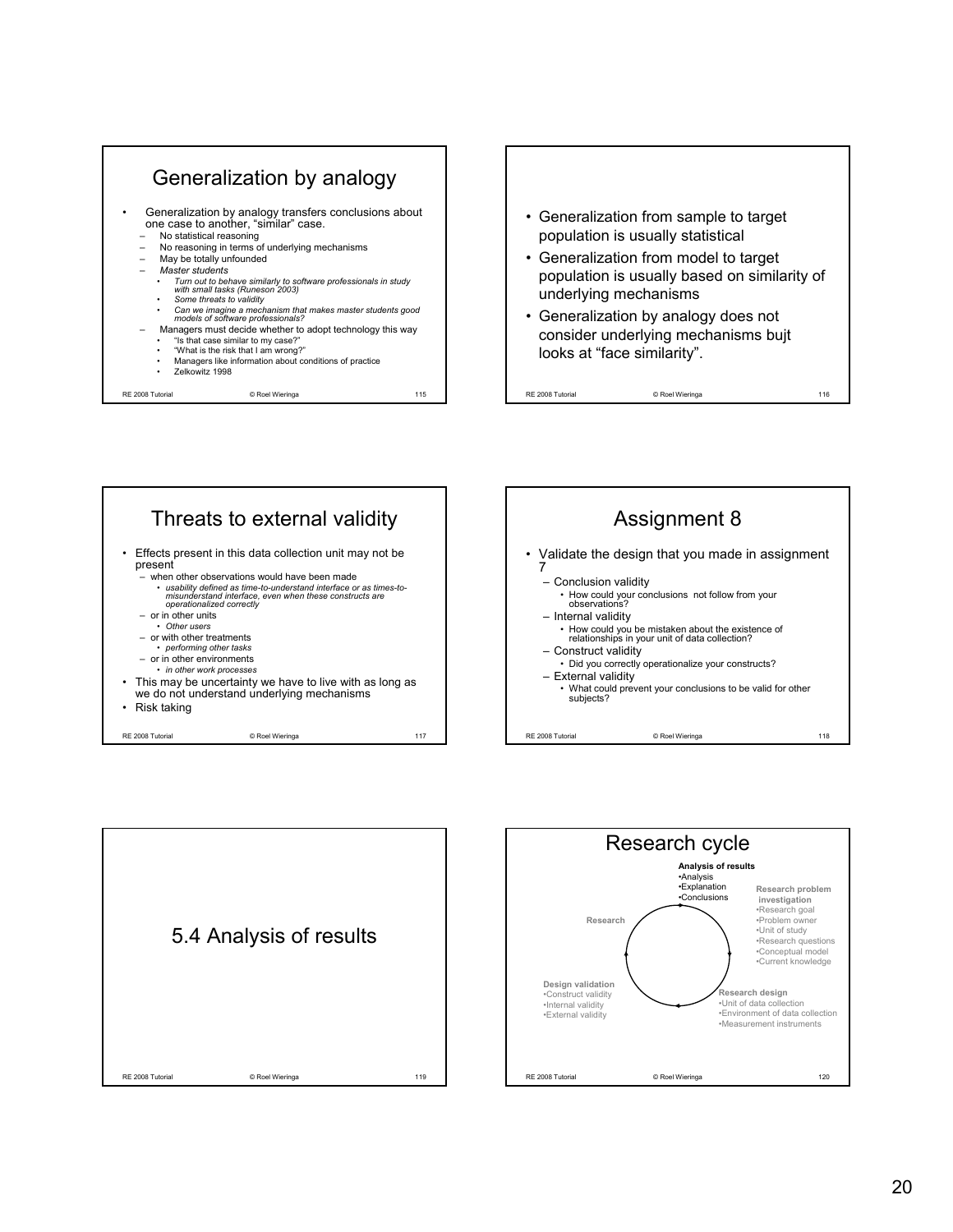## Generalization by analogy

- Generalization by analogy transfers conclusions about one case to another, "similar" case.
  - No statistical reasoning
  - No reasoning in terms of underlying mechanisms
  - May be totally unfounded
  - *Master students*
    - *Turn out to behave similarly to software professionals in study with small tasks (Runeson 2003)*
    - *Some threats to validity*
    - *Can we imagine a mechanism that makes master students good models of software professionals?*
  - Managers must decide whether to adopt technology this way
    - "Is that case similar to my case?"
    - "What is the risk that I am wrong?"
    - Managers like information about conditions of practice
    - Zelkowitz 1998

---

- Generalization from sample to target population is usually statistical
- Generalization from model to target population is usually based on similarity of underlying mechanisms
- Generalization by analogy does not consider underlying mechanisms bujt looks at "face similarity".

---

## Threats to external validity

- Effects present in this data collection unit may not be present
  - when other observations would have been made
    - *usability defined as time-to-understand interface or as times-to-misunderstand interface, even when these constructs are operationalized correctly*
  - or in other units
    - *Other users*
  - or with other treatments
    - *performing other tasks*
  - or in other environments
    - *in other work processes*
- This may be uncertainty we have to live with as long as we do not understand underlying mechanisms
- Risk taking

---

## Assignment 8

- Validate the design that you made in assignment 7
  - Conclusion validity
    - How could your conclusions not follow from your observations?
  - Internal validity
    - How could you be mistaken about the existence of relationships in your unit of data collection?
  - Construct validity
    - Did you correctly operationalize your constructs?
  - External validity
    - What could prevent your conclusions to be valid for other subjects?

---

## 5.4 Analysis of results

---

## Research cycle

**Analysis of results**
- Analysis
- Explanation
- Conclusions

**Research problem investigation**
- Research goal
- Problem owner
- Unit of study
- Research questions
- Conceptual model
- Current knowledge

**Research design**
- Unit of data collection
- Environment of data collection
- Measurement instruments

**Design validation**
- Construct validity
- Internal validity
- External validity

**Research**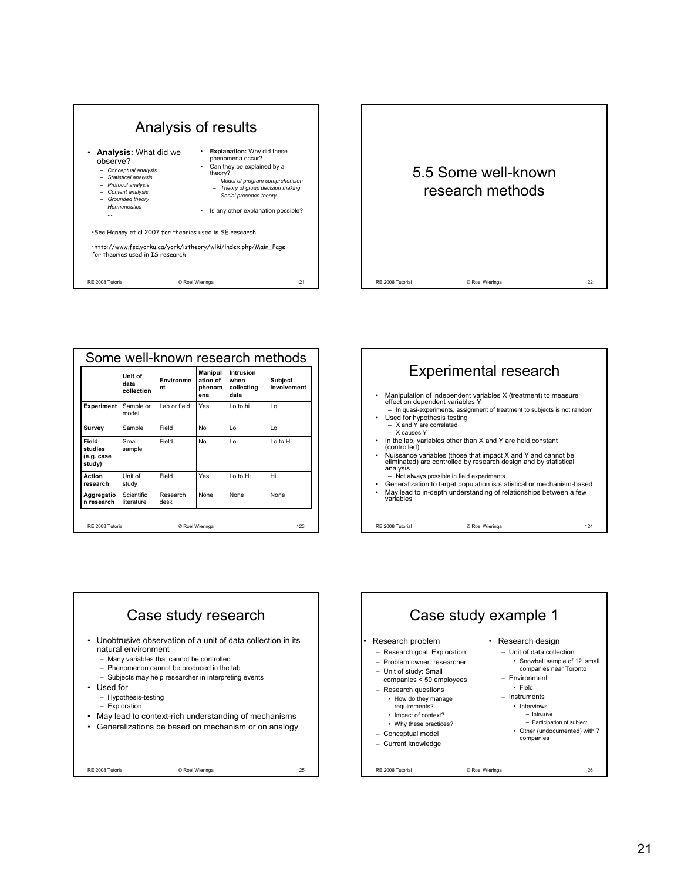## Analysis of results

- **Analysis:** What did we observe?
  - *Conceptual analysis*
  - *Statistical analysis*
  - *Protocol analysis*
  - *Content analysis*
  - *Grounded theory*
  - *Hermeneutics*
  - *....*
- **Explanation:** Why did these phenomena occur?
- Can they be explained by a theory?
  - *Model of program comprehension*
  - *Theory of group decision making*
  - *Social presence theory*
  - *.....*
- Is any other explanation possible?

•See Hannay et al 2007 for theories used in SE research

•http://www.fsc.yorku.ca/york/istheory/wiki/index.php/Main_Page for theories used in IS research

## 5.5 Some well-known research methods

## Some well-known research methods

| | Unit of data collection | Environment | Manipulation of phenomena | Intrusion when collecting data | Subject involvement |
|---|---|---|---|---|---|
| **Experiment** | Sample or model | Lab or field | Yes | Lo to hi | Lo |
| **Survey** | Sample | Field | No | Lo | Lo |
| **Field studies (e.g. case study)** | Small sample | Field | No | Lo | Lo to Hi |
| **Action research** | Unit of study | Field | Yes | Lo to Hi | Hi |
| **Aggregation research** | Scientific literature | Research desk | None | None | None |

## Experimental research

- Manipulation of independent variables X (treatment) to measure effect on dependent variables Y
  - In quasi-experiments, assignment of treatment to subjects is not random
- Used for hypothesis testing
  - X and Y are correlated
  - X causes Y
- In the lab, variables other than X and Y are held constant (controlled)
- Nuissance variables (those that impact X and Y and cannot be eliminated) are controlled by research design and by statistical analysis
  - Not always possible in field experiments
- Generalization to target population is statistical or mechanism-based
- May lead to in-depth understanding of relationships between a few variables

## Case study research

- Unobtrusive observation of a unit of data collection in its natural environment
  - Many variables that cannot be controlled
  - Phenomenon cannot be produced in the lab
  - Subjects may help researcher in interpreting events
- Used for
  - Hypothesis-testing
  - Exploration
- May lead to context-rich understanding of mechanisms
- Generalizations be based on mechanism or on analogy

## Case study example 1

- Research problem
  - Research goal: Exploration
  - Problem owner: researcher
  - Unit of study: Small companies < 50 employees
  - Research questions
    - How do they manage requirements?
    - Impact of context?
    - Why these practices?
  - Conceptual model
  - Current knowledge
- Research design
  - Unit of data collection
    - Snowball sample of 12 small companies near Toronto
  - Environment
    - Field
  - Instruments
    - Interviews
      - Intrusive
      - Participation of subject
    - Other (undocumented) with 7 companies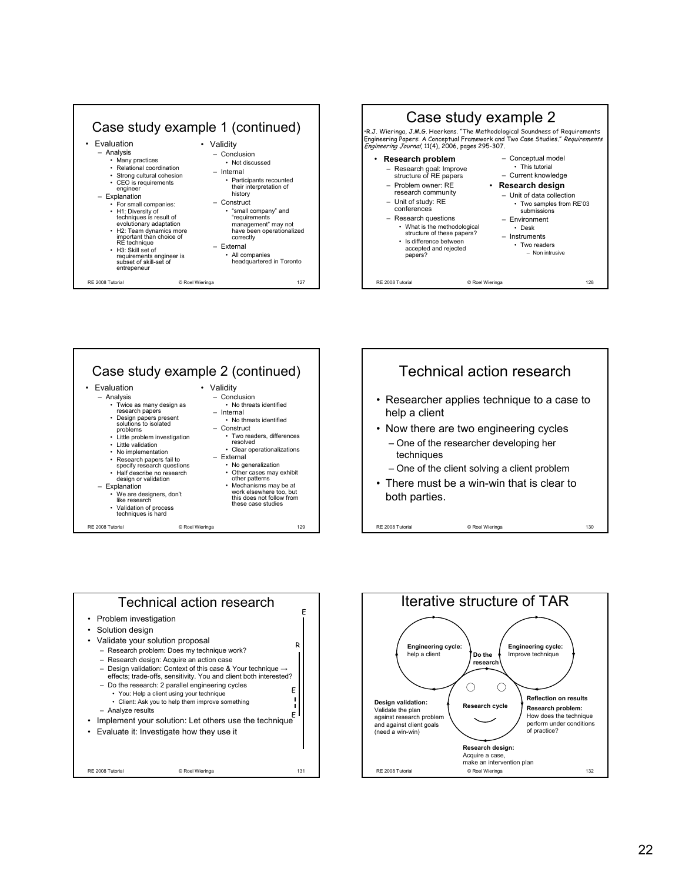## Case study example 1 (continued)

- Evaluation
  - Analysis
    - Many practices
    - Relational coordination
    - Strong cultural cohesion
    - CEO is requirements engineer
  - Explanation
    - For small companies:
    - H1: Diversity of techniques is result of evolutionary adaptation
    - H2: Team dynamics more important than choice of RE technique
    - H3: Skill set of requirements engineer is subset of skill-set of entrepeneur
- Validity
  - Conclusion
    - Not discussed
  - Internal
    - Participants recounted their interpretation of history
  - Construct
    - "small company" and "requirements management" may not have been operationalized correctly
  - External
    - All companies headquartered in Toronto

## Case study example 2

•R.J. Wieringa, J.M.G. Heerkens. "The Methodological Soundness of Requirements Engineering Papers: A Conceptual Framework and Two Case Studies." *Requirements Engineering Journal*, 11(4), 2006, pages 295-307.

- **Research problem**
  - Research goal: Improve structure of RE papers
  - Problem owner: RE research community
  - Unit of study: RE conferences
  - Research questions
    - What is the methodological structure of these papers?
    - Is difference between accepted and rejected papers?
  - Conceptual model
    - This tutorial
  - Current knowledge
- **Research design**
  - Unit of data collection
    - Two samples from RE'03 submissions
  - Environment
    - Desk
  - Instruments
    - Two readers
      - Non intrusive

## Case study example 2 (continued)

- Evaluation
  - Analysis
    - Twice as many design as research papers
    - Design papers present solutions to isolated problems
    - Little problem investigation
    - Little validation
    - No implementation
    - Research papers fail to specify research questions
    - Half describe no research design or validation
  - Explanation
    - We are designers, don't like research
    - Validation of process techniques is hard
- Validity
  - Conclusion
    - No threats identified
  - Internal
    - No threats identified
  - Construct
    - Two readers, differences resolved
    - Clear operationalizations
  - External
    - No generalization
    - Other cases may exhibit other patterns
    - Mechanisms may be at work elsewhere too, but this does not follow from these case studies

## Technical action research

- Researcher applies technique to a case to help a client
- Now there are two engineering cycles
  - One of the researcher developing her techniques
  - One of the client solving a client problem
- There must be a win-win that is clear to both parties.

## Technical action research

- Problem investigation
- Solution design
- Validate your solution proposal
  - Research problem: Does my technique work?
  - Research design: Acquire an action case
  - Design validation: Context of this case & Your technique → effects; trade-offs, sensitivity. You and client both interested?
  - Do the research: 2 parallel engineering cycles
    - You: Help a client using your technique
    - Client: Ask you to help them improve something
  - Analyze results
- Implement your solution: Let others use the technique
- Evaluate it: Investigate how they use it

E R E E

## Iterative structure of TAR

Engineering cycle: help a client

Engineering cycle: Improve technique

Do the research

Research cycle

**Design validation:** Validate the plan against research problem and against client goals (need a win-win)

**Reflection on results**

**Research problem:** How does the technique perform under conditions of practice?

**Research design:** Acquire a case, make an intervention plan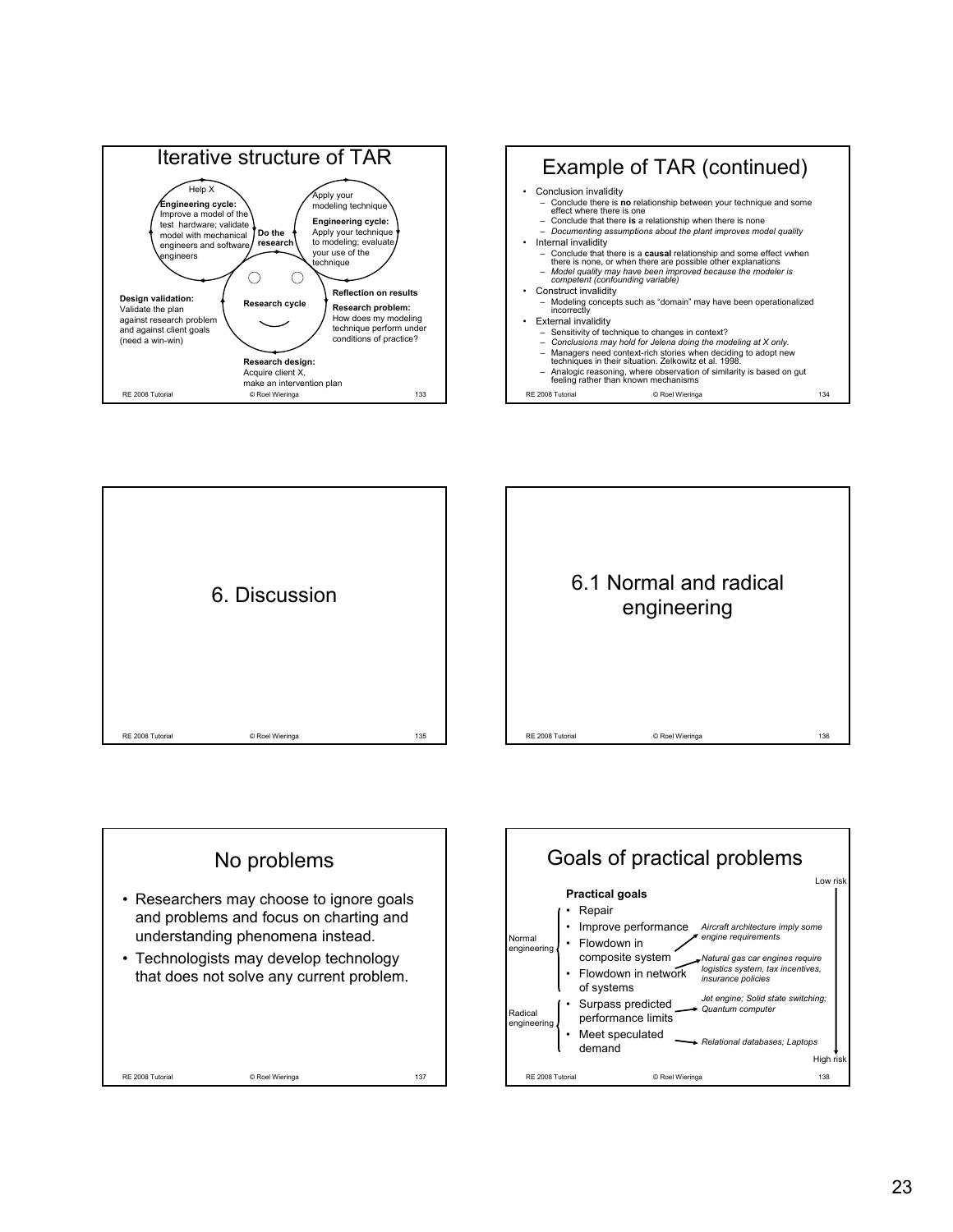## Iterative structure of TAR

Help X

**Engineering cycle:** Improve a model of the test hardware; validate model with mechanical engineers and software engineers

**Do the research**

Apply your modeling technique

**Engineering cycle:** Apply your technique to modeling; evaluate your use of the technique

**Research cycle**

**Design validation:** Validate the plan against research problem and against client goals (need a win-win)

**Reflection on results**

**Research problem:** How does my modeling technique perform under conditions of practice?

**Research design:** Acquire client X, make an intervention plan

## Example of TAR (continued)

- Conclusion invalidity
  - Conclude there is **no** relationship between your technique and some effect where there is one
  - Conclude that there **is** a relationship when there is none
  - *Documenting assumptions about the plant improves model quality*
- Internal invalidity
  - Conclude that there is a **causal** relationship and some effect vwhen there is none, or when there are possible other explanations
  - *Model quality may have been improved because the modeler is competent (confounding variable)*
- Construct invalidity
  - Modeling concepts such as "domain" may have been operationalized incorrectly
- External invalidity
  - Sensitivity of technique to changes in context?
  - *Conclusions may hold for Jelena doing the modeling at X only.*
  - Managers need context-rich stories when deciding to adopt new techniques in their situation. Zelkowitz et al. 1998.
  - Analogic reasoning, where observation of similarity is based on gut feeling rather than known mechanisms

# 6. Discussion

## 6.1 Normal and radical engineering

## No problems

- Researchers may choose to ignore goals and problems and focus on charting and understanding phenomena instead.
- Technologists may develop technology that does not solve any current problem.

## Goals of practical problems

Low risk

**Practical goals**

Normal engineering:
- Repair
- Improve performance → *Aircraft architecture imply some engine requirements*
- Flowdown in composite system
- Flowdown in network of systems → *Natural gas car engines require logistics system, tax incentives, insurance policies*

Radical engineering:
- Surpass predicted performance limits → *Jet engine; Solid state switching; Quantum computer*
- Meet speculated demand → *Relational databases; Laptops*

High risk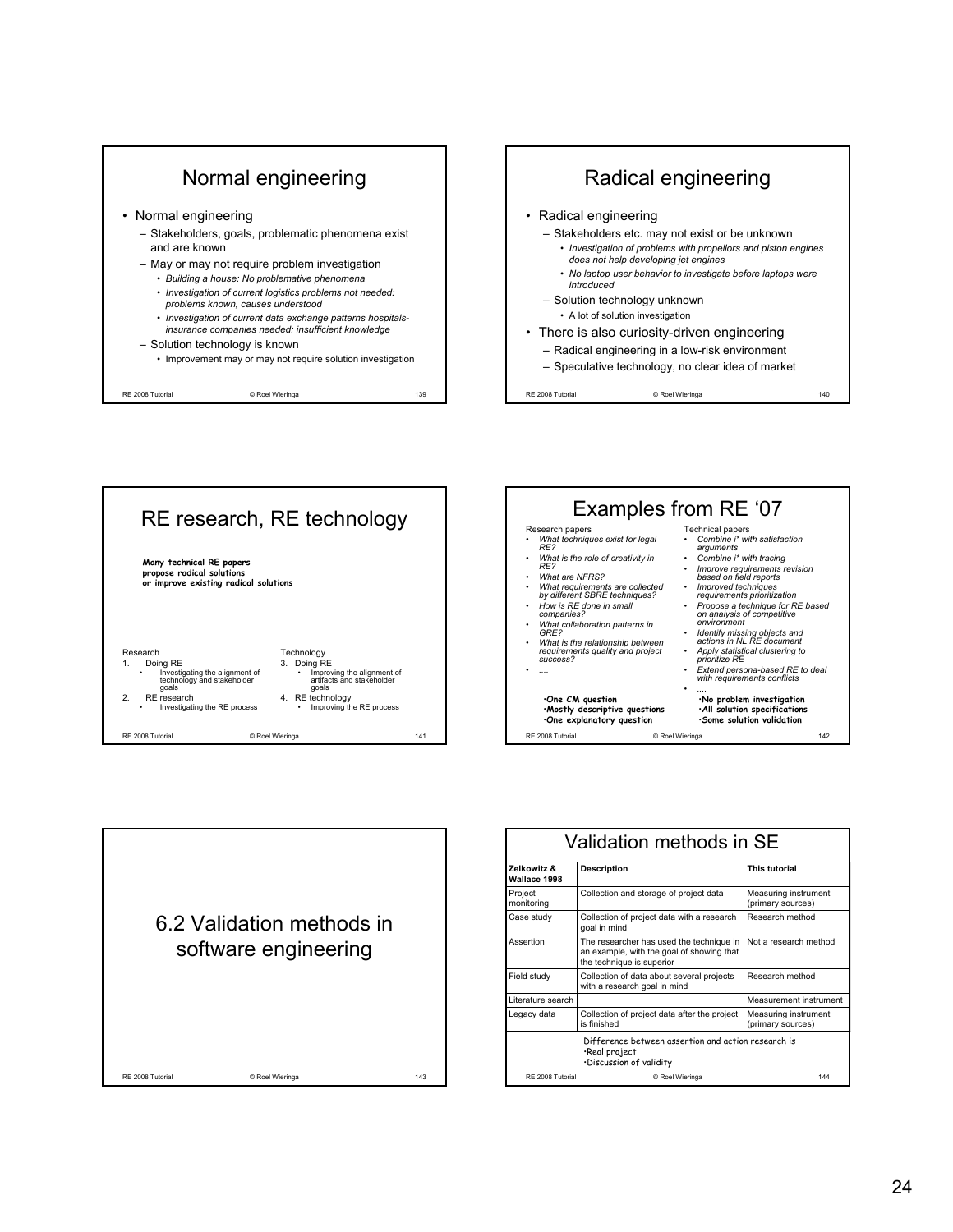## Normal engineering

- Normal engineering
  - Stakeholders, goals, problematic phenomena exist and are known
  - May or may not require problem investigation
    - *Building a house: No problemative phenomena*
    - *Investigation of current logistics problems not needed: problems known, causes understood*
    - *Investigation of current data exchange patterns hospitals-insurance companies needed: insufficient knowledge*
  - Solution technology is known
    - Improvement may or may not require solution investigation

## Radical engineering

- Radical engineering
  - Stakeholders etc. may not exist or be unknown
    - *Investigation of problems with propellors and piston engines does not help developing jet engines*
    - *No laptop user behavior to investigate before laptops were introduced*
  - Solution technology unknown
    - A lot of solution investigation
- There is also curiosity-driven engineering
  - Radical engineering in a low-risk environment
  - Speculative technology, no clear idea of market

## RE research, RE technology

**Many technical RE papers propose radical solutions or improve existing radical solutions**

Research

1. Doing RE
   - Investigating the alignment of technology and stakeholder goals
2. RE research
   - Investigating the RE process

Technology

3. Doing RE
   - Improving the alignment of artifacts and stakeholder goals
4. RE technology
   - Improving the RE process

## Examples from RE '07

Research papers

- *What techniques exist for legal RE?*
- *What is the role of creativity in RE?*
- *What are NFRS?*
- *What requirements are collected by different SBRE techniques?*
- *How is RE done in small companies?*
- *What collaboration patterns in GRE?*
- *What is the relationship between requirements quality and project success?*
- ....

**•One CM question**
**•Mostly descriptive questions**
**•One explanatory question**

Technical papers

- *Combine i\* with satisfaction arguments*
- *Combine i\* with tracing*
- *Improve requirements revision based on field reports*
- *Improved techniques requirements prioritization*
- *Propose a technique for RE based on analysis of competitive environment*
- *Identify missing objects and actions in NL RE document*
- *Apply statistical clustering to prioritize RE*
- *Extend persona-based RE to deal with requirements conflicts*
- ....

**•No problem investigation**
**•All solution specifications**
**•Some solution validation**

## 6.2 Validation methods in software engineering

## Validation methods in SE

| Zelkowitz & Wallace 1998 | Description | This tutorial |
|---|---|---|
| Project monitoring | Collection and storage of project data | Measuring instrument (primary sources) |
| Case study | Collection of project data with a research goal in mind | Research method |
| Assertion | The researcher has used the technique in an example, with the goal of showing that the technique is superior | Not a research method |
| Field study | Collection of data about several projects with a research goal in mind | Research method |
| Literature search | | Measurement instrument |
| Legacy data | Collection of project data after the project is finished | Measuring instrument (primary sources) |

Difference between assertion and action research is
•Real project
•Discussion of validity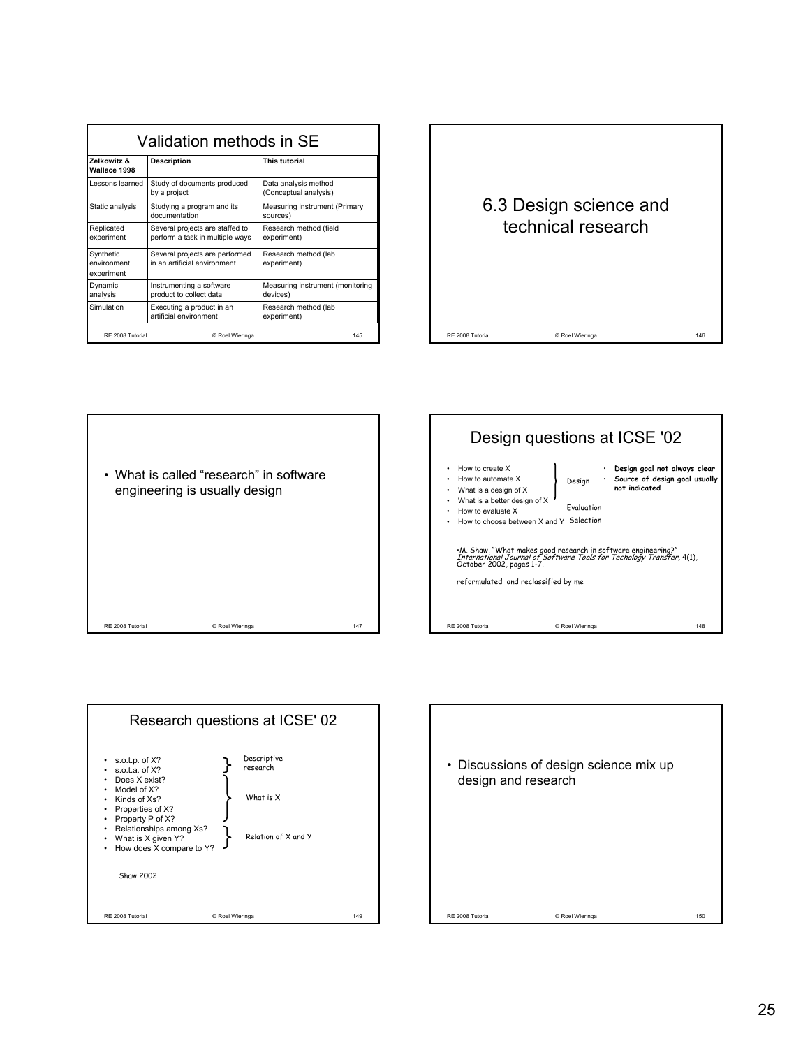## Validation methods in SE

| Zelkowitz & Wallace 1998 | Description | This tutorial |
|---|---|---|
| Lessons learned | Study of documents produced by a project | Data analysis method (Conceptual analysis) |
| Static analysis | Studying a program and its documentation | Measuring instrument (Primary sources) |
| Replicated experiment | Several projects are staffed to perform a task in multiple ways | Research method (field experiment) |
| Synthetic environment experiment | Several projects are performed in an artificial environment | Research method (lab experiment) |
| Dynamic analysis | Instrumenting a software product to collect data | Measuring instrument (monitoring devices) |
| Simulation | Executing a product in an artificial environment | Research method (lab experiment) |

## 6.3 Design science and technical research

- What is called "research" in software engineering is usually design

## Design questions at ICSE '02

- How to create X
- How to automate X
- What is a design of X
- What is a better design of X

} Design

- How to evaluate X — Evaluation
- How to choose between X and Y — Selection

- **Design goal not always clear**
- **Source of design goal usually not indicated**

•M. Shaw. "What makes good research in software engineering?" *International Journal of Software Tools for Techology Transfer,* 4(1), October 2002, pages 1-7.

reformulated and reclassified by me

## Research questions at ICSE' 02

- s.o.t.p. of X?
- s.o.t.a. of X?

} Descriptive research

- Does X exist?
- Model of X?
- Kinds of Xs?
- Properties of X?
- Property P of X?

} What is X

- Relationships among Xs?
- What is X given Y?
- How does X compare to Y?

} Relation of X and Y

Shaw 2002

- Discussions of design science mix up design and research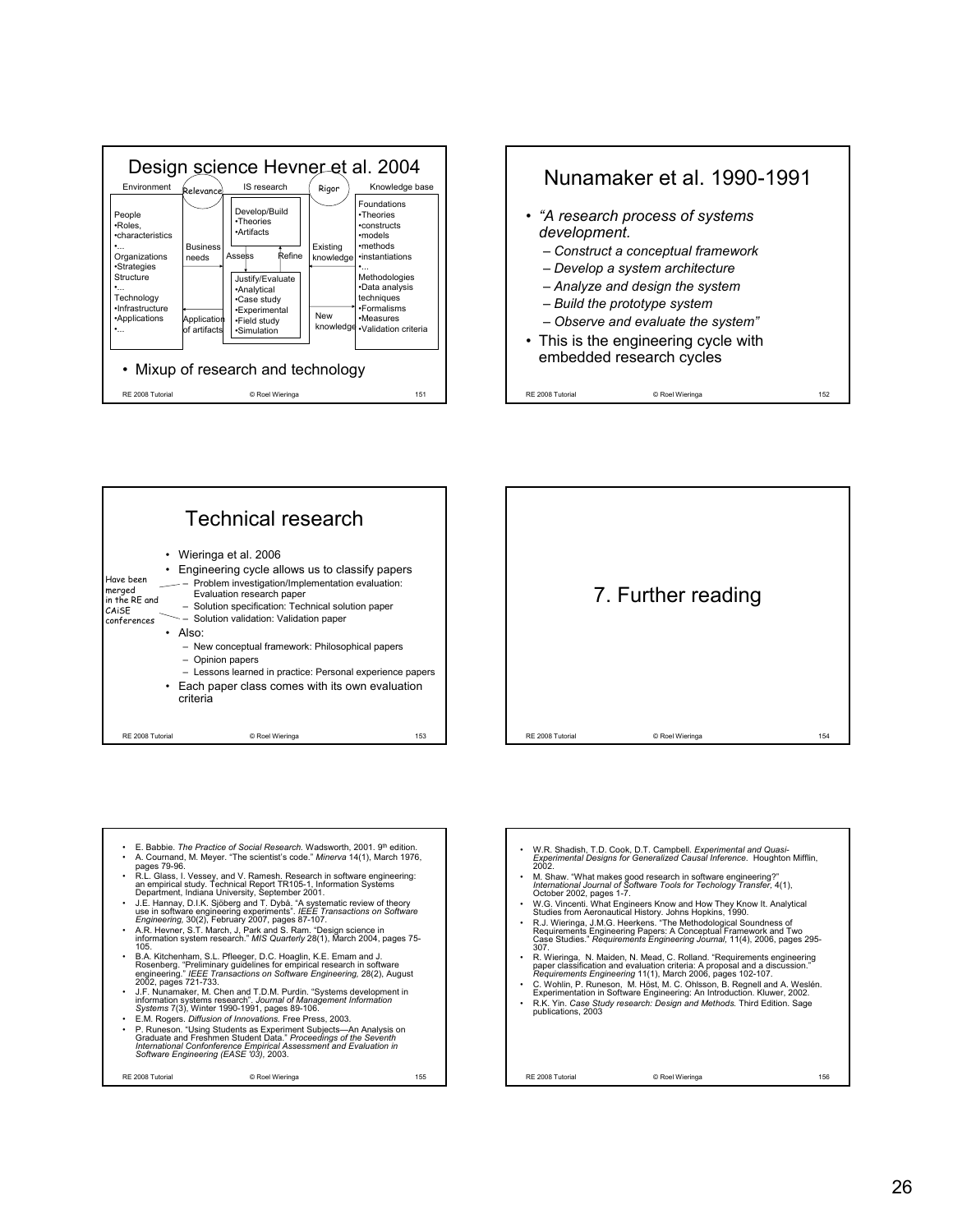## Design science Hevner et al. 2004

| Environment | Relevance | IS research | Rigor | Knowledge base |
|---|---|---|---|---|
| People •Roles, •characteristics •... Organizations •Strategies Structure •... Technology •Infrastructure •Applications •... | Business needs → / ← Application of artifacts | Develop/Build •Theories •Artifacts; Assess ↓ ↑ Refine; Justify/Evaluate •Analytical •Case study •Experimental •Field study •Simulation | ← Existing knowledge / New knowledge → | Foundations •Theories •constructs •models •methods •instantiations •... Methodologies •Data analysis techniques •Formalisms •Measures •Validation criteria |

- Mixup of research and technology

## Nunamaker et al. 1990-1991

- *"A research process of systems development.*
  - *Construct a conceptual framework*
  - *Develop a system architecture*
  - *Analyze and design the system*
  - *Build the prototype system*
  - *Observe and evaluate the system"*
- This is the engineering cycle with embedded research cycles

## Technical research

- Wieringa et al. 2006
- Engineering cycle allows us to classify papers
  - Problem investigation/Implementation evaluation: Evaluation research paper
  - Solution specification: Technical solution paper
  - Solution validation: Validation paper

  (Have been merged in the RE and CAiSE conferences)
- Also:
  - New conceptual framework: Philosophical papers
  - Opinion papers
  - Lessons learned in practice: Personal experience papers
- Each paper class comes with its own evaluation criteria

## 7. Further reading

- E. Babbie. *The Practice of Social Research.* Wadsworth, 2001. 9th edition.
- A. Cournand, M. Meyer. "The scientist's code." *Minerva* 14(1), March 1976, pages 79-96.
- R.L. Glass, I. Vessey, and V. Ramesh. Research in software engineering: an empirical study. Technical Report TR105-1, Information Systems Department, Indiana University, September 2001.
- J.E. Hannay, D.I.K. Sjöberg and T. Dybå. "A systematic review of theory use in software engineering experiments". *IEEE Transactions on Software Engineering,* 30(2), February 2007, pages 87-107.
- A.R. Hevner, S.T. March, J. Park and S. Ram, "Design science in information system research." *MIS Quarterly* 28(1), March 2004, pages 75-105.
- B.A. Kitchenham, S.L. Pfleeger, D.C. Hoaglin, K.E. Emam and J. Rosenberg. "Preliminary guidelines for empirical research in software engineering." *IEEE Transactions on Software Engineering,* 28(2), August 2002, pages 721-733.
- J.F. Nunamaker, M. Chen and T.D.M. Purdin. "Systems development in information systems research". *Journal of Management Information Systems* 7(3), Winter 1990-1991, pages 89-106.
- E.M. Rogers. *Diffusion of Innovations.* Free Press, 2003.
- P. Runeson. "Using Students as Experiment Subjects—An Analysis on Graduate and Freshmen Student Data." *Proceedings of the Seventh International Confonference Empirical Assessment and Evaluation in Software Engineering (EASE '03),* 2003.
- W.R. Shadish, T.D. Cook, D.T. Campbell. *Experimental and Quasi-Experimental Designs for Generalized Causal Inference*. Houghton Mifflin, 2002.
- M. Shaw. "What makes good research in software engineering?" *International Journal of Software Tools for Techology Transfer,* 4(1), October 2002, pages 1-7.
- W.G. Vincenti. What Engineers Know and How They Know It. Analytical Studies from Aeronautical History. Johns Hopkins, 1990.
- R.J. Wieringa, J.M.G. Heerkens. "The Methodological Soundness of Requirements Engineering Papers: A Conceptual Framework and Two Case Studies." *Requirements Engineering Journal,* 11(4), 2006, pages 295-307.
- R. Wieringa, N. Maiden, N. Mead, C. Rolland. "Requirements engineering paper classification and evaluation criteria: A proposal and a discussion." *Requirements Engineering* 11(1), March 2006, pages 102-107.
- C. Wohlin, P. Runeson, M. Höst, M. C. Ohlsson, B. Regnell and A. Weslén. Experimentation in Software Engineering: An Introduction. Kluwer, 2002.
- R.K. Yin. *Case Study research: Design and Methods.* Third Edition. Sage publications, 2003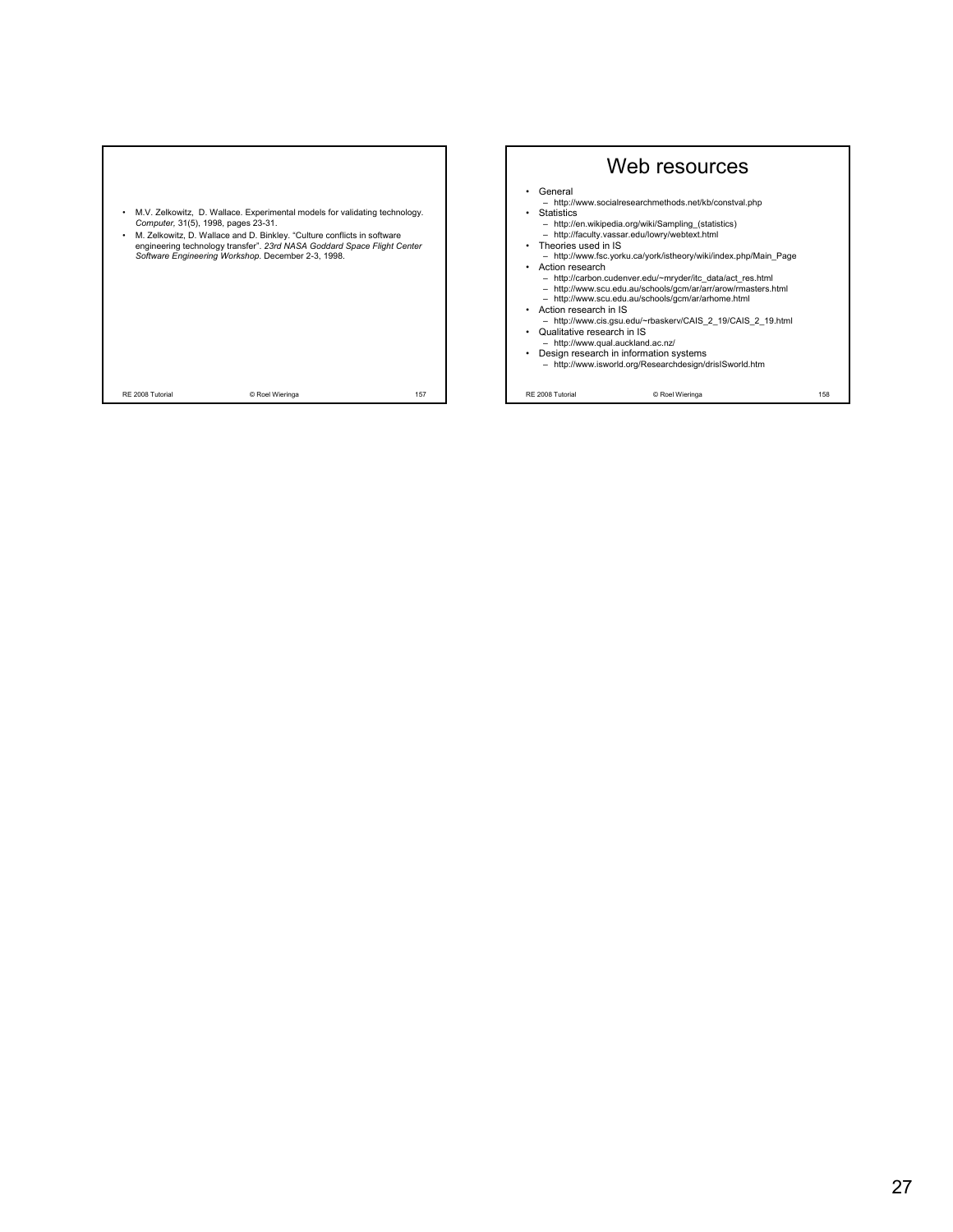- M.V. Zelkowitz, D. Wallace. Experimental models for validating technology. *Computer,* 31(5), 1998, pages 23-31.
- M. Zelkowitz, D. Wallace and D. Binkley. "Culture conflicts in software engineering technology transfer". *23rd NASA Goddard Space Flight Center Software Engineering Workshop*. December 2-3, 1998.

# Web resources

- General
  - http://www.socialresearchmethods.net/kb/constval.php
- Statistics
  - http://en.wikipedia.org/wiki/Sampling_(statistics)
  - http://faculty.vassar.edu/lowry/webtext.html
- Theories used in IS
  - http://www.fsc.yorku.ca/york/istheory/wiki/index.php/Main_Page
- Action research
  - http://carbon.cudenver.edu/~mryder/itc_data/act_res.html
  - http://www.scu.edu.au/schools/gcm/ar/arr/arow/rmasters.html
  - http://www.scu.edu.au/schools/gcm/ar/arhome.html
- Action research in IS
  - http://www.cis.gsu.edu/~rbaskerv/CAIS_2_19/CAIS_2_19.html
- Qualitative research in IS
  - http://www.qual.auckland.ac.nz/
- Design research in information systems
  - http://www.isworld.org/Researchdesign/drisISworld.htm